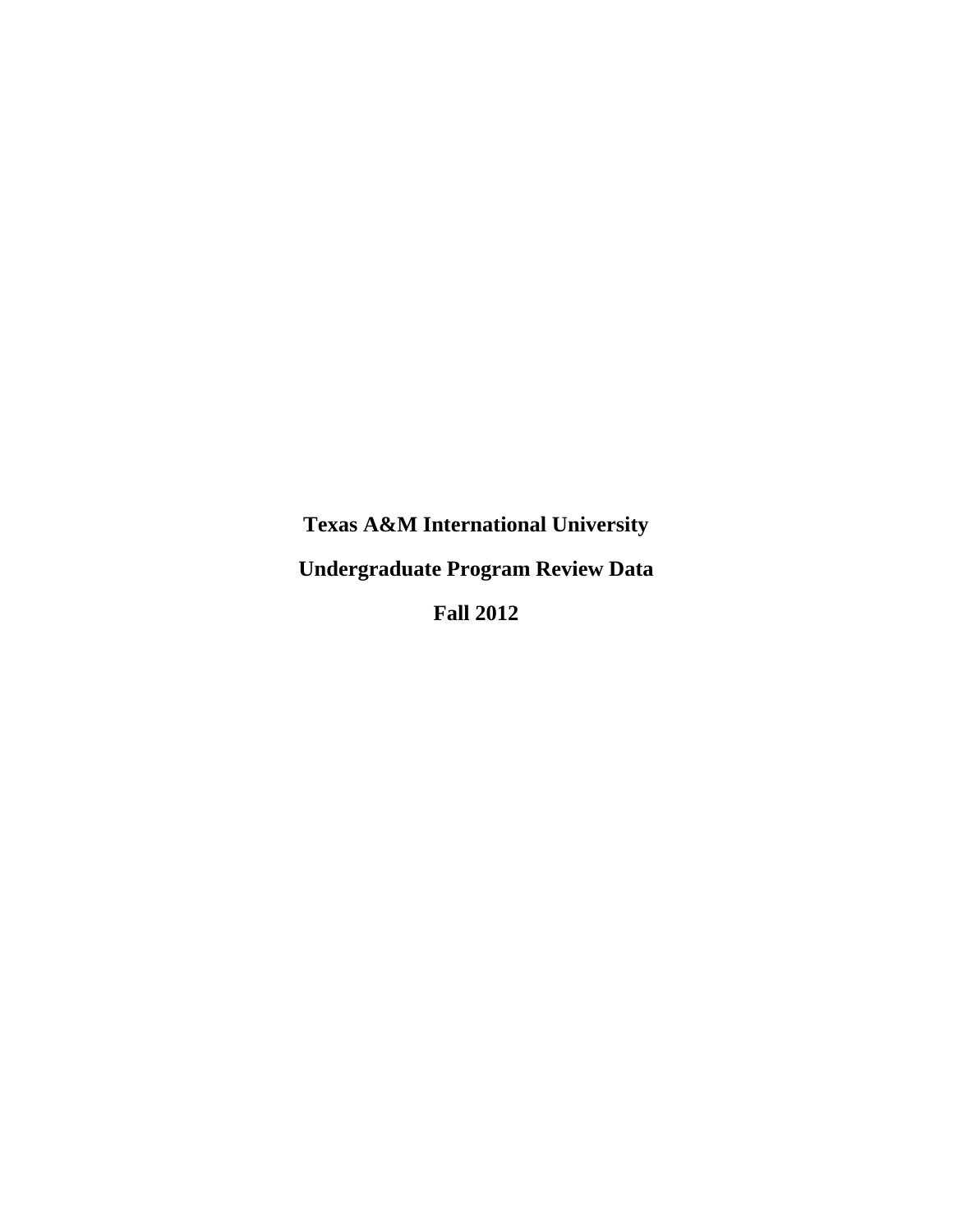# Texas A&M International University

## Undergraduate Program Review Data

## Fall 2012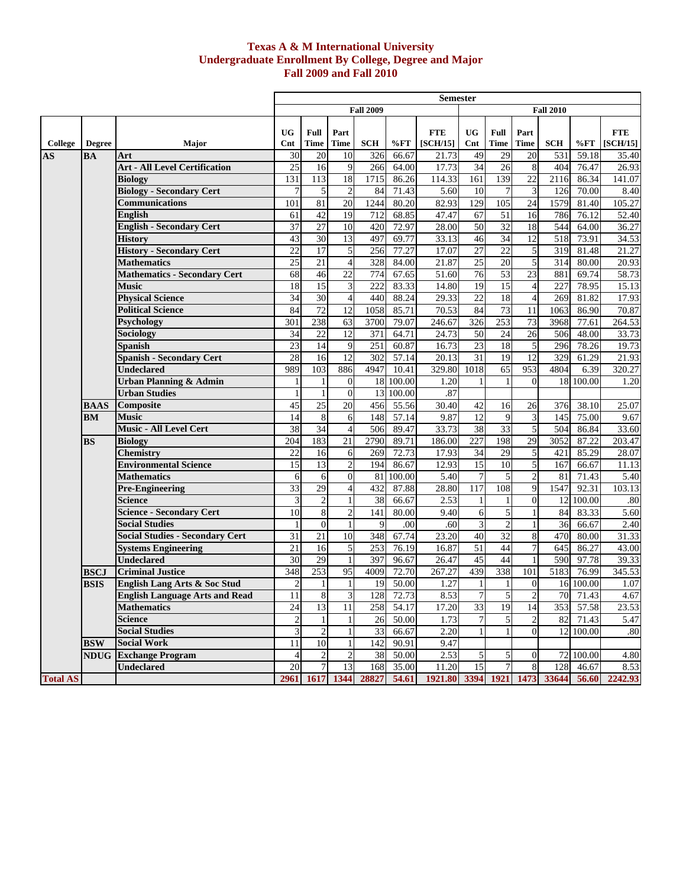# Texas A & M International University
## Undergraduate Enrollment By College, Degree and Major
## Fall 2009 and Fall 2010

| College | Degree | Major | Fall 2009 UG Cnt | Fall 2009 Full Time | Fall 2009 Part Time | Fall 2009 SCH | Fall 2009 %FT | Fall 2009 FTE [SCH/15] | Fall 2010 UG Cnt | Fall 2010 Full Time | Fall 2010 Part Time | Fall 2010 SCH | Fall 2010 %FT | Fall 2010 FTE [SCH/15] |
|---|---|---|---|---|---|---|---|---|---|---|---|---|---|---|
| AS | BA | Art | 30 | 20 | 10 | 326 | 66.67 | 21.73 | 49 | 29 | 20 | 531 | 59.18 | 35.40 |
| | | Art - All Level Certification | 25 | 16 | 9 | 266 | 64.00 | 17.73 | 34 | 26 | 8 | 404 | 76.47 | 26.93 |
| | | Biology | 131 | 113 | 18 | 1715 | 86.26 | 114.33 | 161 | 139 | 22 | 2116 | 86.34 | 141.07 |
| | | Biology - Secondary Cert | 7 | 5 | 2 | 84 | 71.43 | 5.60 | 10 | 7 | 3 | 126 | 70.00 | 8.40 |
| | | Communications | 101 | 81 | 20 | 1244 | 80.20 | 82.93 | 129 | 105 | 24 | 1579 | 81.40 | 105.27 |
| | | English | 61 | 42 | 19 | 712 | 68.85 | 47.47 | 67 | 51 | 16 | 786 | 76.12 | 52.40 |
| | | English - Secondary Cert | 37 | 27 | 10 | 420 | 72.97 | 28.00 | 50 | 32 | 18 | 544 | 64.00 | 36.27 |
| | | History | 43 | 30 | 13 | 497 | 69.77 | 33.13 | 46 | 34 | 12 | 518 | 73.91 | 34.53 |
| | | History - Secondary Cert | 22 | 17 | 5 | 256 | 77.27 | 17.07 | 27 | 22 | 5 | 319 | 81.48 | 21.27 |
| | | Mathematics | 25 | 21 | 4 | 328 | 84.00 | 21.87 | 25 | 20 | 5 | 314 | 80.00 | 20.93 |
| | | Mathematics - Secondary Cert | 68 | 46 | 22 | 774 | 67.65 | 51.60 | 76 | 53 | 23 | 881 | 69.74 | 58.73 |
| | | Music | 18 | 15 | 3 | 222 | 83.33 | 14.80 | 19 | 15 | 4 | 227 | 78.95 | 15.13 |
| | | Physical Science | 34 | 30 | 4 | 440 | 88.24 | 29.33 | 22 | 18 | 4 | 269 | 81.82 | 17.93 |
| | | Political Science | 84 | 72 | 12 | 1058 | 85.71 | 70.53 | 84 | 73 | 11 | 1063 | 86.90 | 70.87 |
| | | Psychology | 301 | 238 | 63 | 3700 | 79.07 | 246.67 | 326 | 253 | 73 | 3968 | 77.61 | 264.53 |
| | | Sociology | 34 | 22 | 12 | 371 | 64.71 | 24.73 | 50 | 24 | 26 | 506 | 48.00 | 33.73 |
| | | Spanish | 23 | 14 | 9 | 251 | 60.87 | 16.73 | 23 | 18 | 5 | 296 | 78.26 | 19.73 |
| | | Spanish - Secondary Cert | 28 | 16 | 12 | 302 | 57.14 | 20.13 | 31 | 19 | 12 | 329 | 61.29 | 21.93 |
| | | Undeclared | 989 | 103 | 886 | 4947 | 10.41 | 329.80 | 1018 | 65 | 953 | 4804 | 6.39 | 320.27 |
| | | Urban Planning & Admin | 1 | 1 | 0 | 18 | 100.00 | 1.20 | 1 | 1 | 0 | 18 | 100.00 | 1.20 |
| | | Urban Studies | 1 | 1 | 0 | 13 | 100.00 | .87 | | | | | | |
| | BAAS | Composite | 45 | 25 | 20 | 456 | 55.56 | 30.40 | 42 | 16 | 26 | 376 | 38.10 | 25.07 |
| | BM | Music | 14 | 8 | 6 | 148 | 57.14 | 9.87 | 12 | 9 | 3 | 145 | 75.00 | 9.67 |
| | | Music - All Level Cert | 38 | 34 | 4 | 506 | 89.47 | 33.73 | 38 | 33 | 5 | 504 | 86.84 | 33.60 |
| | BS | Biology | 204 | 183 | 21 | 2790 | 89.71 | 186.00 | 227 | 198 | 29 | 3052 | 87.22 | 203.47 |
| | | Chemistry | 22 | 16 | 6 | 269 | 72.73 | 17.93 | 34 | 29 | 5 | 421 | 85.29 | 28.07 |
| | | Environmental Science | 15 | 13 | 2 | 194 | 86.67 | 12.93 | 15 | 10 | 5 | 167 | 66.67 | 11.13 |
| | | Mathematics | 6 | 6 | 0 | 81 | 100.00 | 5.40 | 7 | 5 | 2 | 81 | 71.43 | 5.40 |
| | | Pre-Engineering | 33 | 29 | 4 | 432 | 87.88 | 28.80 | 117 | 108 | 9 | 1547 | 92.31 | 103.13 |
| | | Science | 3 | 2 | 1 | 38 | 66.67 | 2.53 | 1 | 1 | 0 | 12 | 100.00 | .80 |
| | | Science - Secondary Cert | 10 | 8 | 2 | 141 | 80.00 | 9.40 | 6 | 5 | 1 | 84 | 83.33 | 5.60 |
| | | Social Studies | 1 | 0 | 1 | 9 | .00 | .60 | 3 | 2 | 1 | 36 | 66.67 | 2.40 |
| | | Social Studies - Secondary Cert | 31 | 21 | 10 | 348 | 67.74 | 23.20 | 40 | 32 | 8 | 470 | 80.00 | 31.33 |
| | | Systems Engineering | 21 | 16 | 5 | 253 | 76.19 | 16.87 | 51 | 44 | 7 | 645 | 86.27 | 43.00 |
| | | Undeclared | 30 | 29 | 1 | 397 | 96.67 | 26.47 | 45 | 44 | 1 | 590 | 97.78 | 39.33 |
| | BSCJ | Criminal Justice | 348 | 253 | 95 | 4009 | 72.70 | 267.27 | 439 | 338 | 101 | 5183 | 76.99 | 345.53 |
| | BSIS | English Lang Arts & Soc Stud | 2 | 1 | 1 | 19 | 50.00 | 1.27 | 1 | 1 | 0 | 16 | 100.00 | 1.07 |
| | | English Language Arts and Read | 11 | 8 | 3 | 128 | 72.73 | 8.53 | 7 | 5 | 2 | 70 | 71.43 | 4.67 |
| | | Mathematics | 24 | 13 | 11 | 258 | 54.17 | 17.20 | 33 | 19 | 14 | 353 | 57.58 | 23.53 |
| | | Science | 2 | 1 | 1 | 26 | 50.00 | 1.73 | 7 | 5 | 2 | 82 | 71.43 | 5.47 |
| | | Social Studies | 3 | 2 | 1 | 33 | 66.67 | 2.20 | 1 | 1 | 0 | 12 | 100.00 | .80 |
| | BSW | Social Work | 11 | 10 | 1 | 142 | 90.91 | 9.47 | | | | | | |
| | NDUG | Exchange Program | 4 | 2 | 2 | 38 | 50.00 | 2.53 | 5 | 5 | 0 | 72 | 100.00 | 4.80 |
| | | Undeclared | 20 | 7 | 13 | 168 | 35.00 | 11.20 | 15 | 7 | 8 | 128 | 46.67 | 8.53 |
| **Total AS** | | | **2961** | **1617** | **1344** | **28827** | **54.61** | **1921.80** | **3394** | **1921** | **1473** | **33644** | **56.60** | **2242.93** |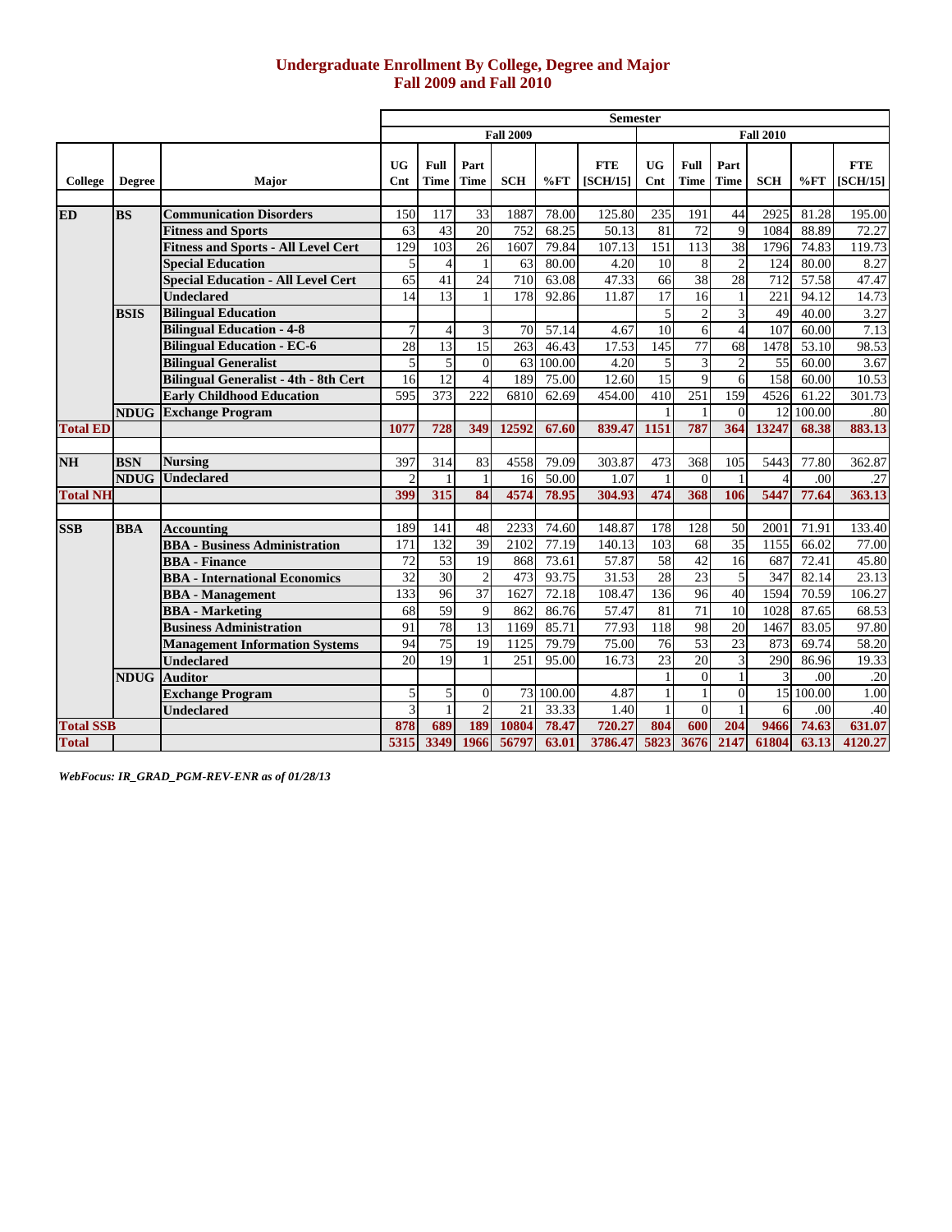# Undergraduate Enrollment By College, Degree and Major
## Fall 2009 and Fall 2010

| | | | Semester | | | | | | | | | | | |
|---|---|---|---|---|---|---|---|---|---|---|---|---|---|---|
| | | | Fall 2009 | | | | | | Fall 2010 | | | | | |
| College | Degree | Major | UG Cnt | Full Time | Part Time | SCH | %FT | FTE [SCH/15] | UG Cnt | Full Time | Part Time | SCH | %FT | FTE [SCH/15] |
| ED | BS | Communication Disorders | 150 | 117 | 33 | 1887 | 78.00 | 125.80 | 235 | 191 | 44 | 2925 | 81.28 | 195.00 |
| | | Fitness and Sports | 63 | 43 | 20 | 752 | 68.25 | 50.13 | 81 | 72 | 9 | 1084 | 88.89 | 72.27 |
| | | Fitness and Sports - All Level Cert | 129 | 103 | 26 | 1607 | 79.84 | 107.13 | 151 | 113 | 38 | 1796 | 74.83 | 119.73 |
| | | Special Education | 5 | 4 | 1 | 63 | 80.00 | 4.20 | 10 | 8 | 2 | 124 | 80.00 | 8.27 |
| | | Special Education - All Level Cert | 65 | 41 | 24 | 710 | 63.08 | 47.33 | 66 | 38 | 28 | 712 | 57.58 | 47.47 |
| | | Undeclared | 14 | 13 | 1 | 178 | 92.86 | 11.87 | 17 | 16 | 1 | 221 | 94.12 | 14.73 |
| | BSIS | Bilingual Education | | | | | | | 5 | 2 | 3 | 49 | 40.00 | 3.27 |
| | | Bilingual Education - 4-8 | 7 | 4 | 3 | 70 | 57.14 | 4.67 | 10 | 6 | 4 | 107 | 60.00 | 7.13 |
| | | Bilingual Education - EC-6 | 28 | 13 | 15 | 263 | 46.43 | 17.53 | 145 | 77 | 68 | 1478 | 53.10 | 98.53 |
| | | Bilingual Generalist | 5 | 5 | 0 | 63 | 100.00 | 4.20 | 5 | 3 | 2 | 55 | 60.00 | 3.67 |
| | | Bilingual Generalist - 4th - 8th Cert | 16 | 12 | 4 | 189 | 75.00 | 12.60 | 15 | 9 | 6 | 158 | 60.00 | 10.53 |
| | | Early Childhood Education | 595 | 373 | 222 | 6810 | 62.69 | 454.00 | 410 | 251 | 159 | 4526 | 61.22 | 301.73 |
| | NDUG | Exchange Program | | | | | | | 1 | 1 | 0 | 12 | 100.00 | .80 |
| Total ED | | | 1077 | 728 | 349 | 12592 | 67.60 | 839.47 | 1151 | 787 | 364 | 13247 | 68.38 | 883.13 |
| NH | BSN | Nursing | 397 | 314 | 83 | 4558 | 79.09 | 303.87 | 473 | 368 | 105 | 5443 | 77.80 | 362.87 |
| | NDUG | Undeclared | 2 | 1 | 1 | 16 | 50.00 | 1.07 | 1 | 0 | 1 | 4 | .00 | .27 |
| Total NH | | | 399 | 315 | 84 | 4574 | 78.95 | 304.93 | 474 | 368 | 106 | 5447 | 77.64 | 363.13 |
| SSB | BBA | Accounting | 189 | 141 | 48 | 2233 | 74.60 | 148.87 | 178 | 128 | 50 | 2001 | 71.91 | 133.40 |
| | | BBA - Business Administration | 171 | 132 | 39 | 2102 | 77.19 | 140.13 | 103 | 68 | 35 | 1155 | 66.02 | 77.00 |
| | | BBA - Finance | 72 | 53 | 19 | 868 | 73.61 | 57.87 | 58 | 42 | 16 | 687 | 72.41 | 45.80 |
| | | BBA - International Economics | 32 | 30 | 2 | 473 | 93.75 | 31.53 | 28 | 23 | 5 | 347 | 82.14 | 23.13 |
| | | BBA - Management | 133 | 96 | 37 | 1627 | 72.18 | 108.47 | 136 | 96 | 40 | 1594 | 70.59 | 106.27 |
| | | BBA - Marketing | 68 | 59 | 9 | 862 | 86.76 | 57.47 | 81 | 71 | 10 | 1028 | 87.65 | 68.53 |
| | | Business Administration | 91 | 78 | 13 | 1169 | 85.71 | 77.93 | 118 | 98 | 20 | 1467 | 83.05 | 97.80 |
| | | Management Information Systems | 94 | 75 | 19 | 1125 | 79.79 | 75.00 | 76 | 53 | 23 | 873 | 69.74 | 58.20 |
| | | Undeclared | 20 | 19 | 1 | 251 | 95.00 | 16.73 | 23 | 20 | 3 | 290 | 86.96 | 19.33 |
| | NDUG | Auditor | | | | | | | 1 | 0 | 1 | 3 | .00 | .20 |
| | | Exchange Program | 5 | 5 | 0 | 73 | 100.00 | 4.87 | 1 | 1 | 0 | 15 | 100.00 | 1.00 |
| | | Undeclared | 3 | 1 | 2 | 21 | 33.33 | 1.40 | 1 | 0 | 1 | 6 | .00 | .40 |
| Total SSB | | | 878 | 689 | 189 | 10804 | 78.47 | 720.27 | 804 | 600 | 204 | 9466 | 74.63 | 631.07 |
| Total | | | 5315 | 3349 | 1966 | 56797 | 63.01 | 3786.47 | 5823 | 3676 | 2147 | 61804 | 63.13 | 4120.27 |

*WebFocus: IR_GRAD_PGM-REV-ENR as of 01/28/13*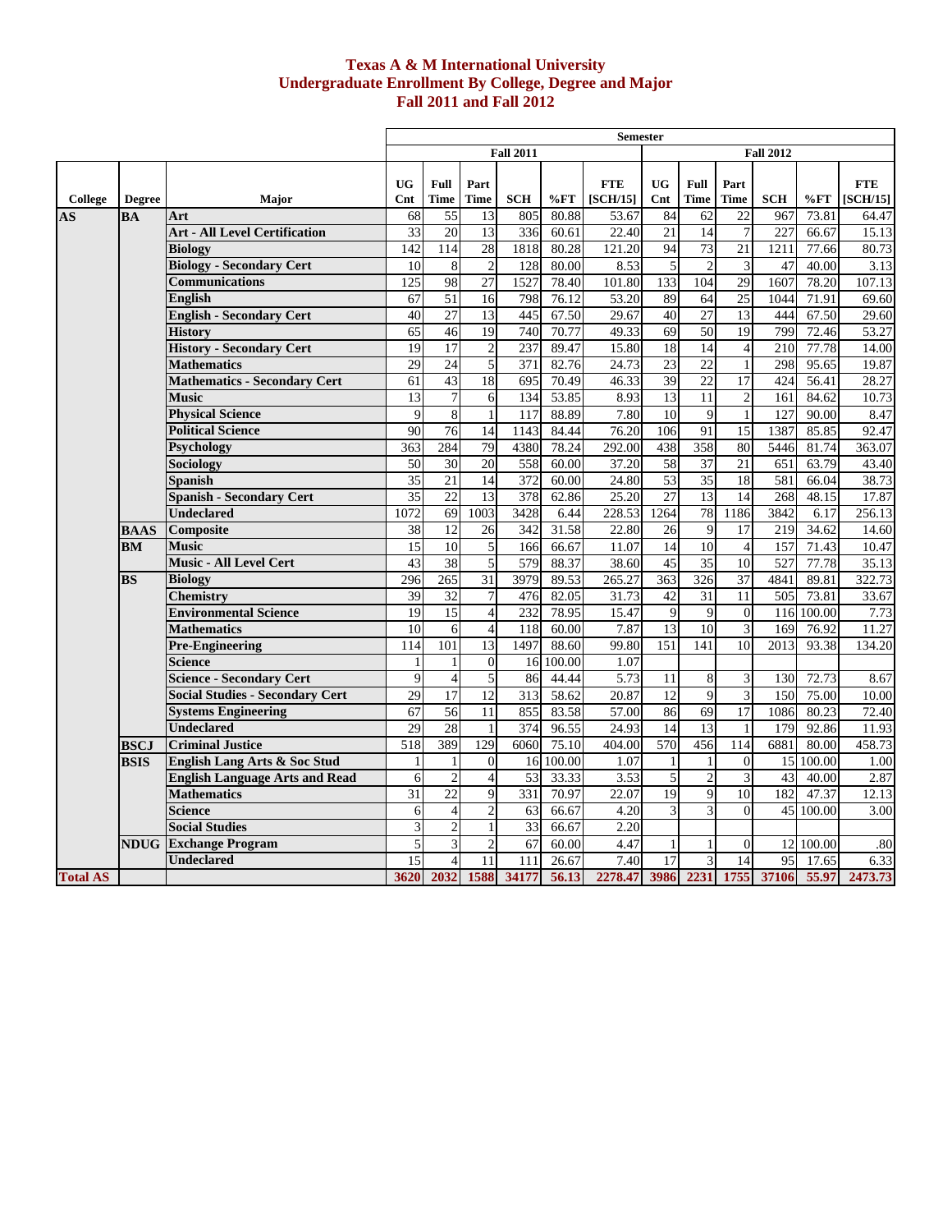# Texas A & M International University
## Undergraduate Enrollment By College, Degree and Major
### Fall 2011 and Fall 2012

| | | | Semester | | | | | | | | | | | |
|---|---|---|---|---|---|---|---|---|---|---|---|---|---|---|
| | | | Fall 2011 | | | | | | Fall 2012 | | | | | |
| College | Degree | Major | UG Cnt | Full Time | Part Time | SCH | %FT | FTE [SCH/15] | UG Cnt | Full Time | Part Time | SCH | %FT | FTE [SCH/15] |
| AS | BA | Art | 68 | 55 | 13 | 805 | 80.88 | 53.67 | 84 | 62 | 22 | 967 | 73.81 | 64.47 |
| | | Art - All Level Certification | 33 | 20 | 13 | 336 | 60.61 | 22.40 | 21 | 14 | 7 | 227 | 66.67 | 15.13 |
| | | Biology | 142 | 114 | 28 | 1818 | 80.28 | 121.20 | 94 | 73 | 21 | 1211 | 77.66 | 80.73 |
| | | Biology - Secondary Cert | 10 | 8 | 2 | 128 | 80.00 | 8.53 | 5 | 2 | 3 | 47 | 40.00 | 3.13 |
| | | Communications | 125 | 98 | 27 | 1527 | 78.40 | 101.80 | 133 | 104 | 29 | 1607 | 78.20 | 107.13 |
| | | English | 67 | 51 | 16 | 798 | 76.12 | 53.20 | 89 | 64 | 25 | 1044 | 71.91 | 69.60 |
| | | English - Secondary Cert | 40 | 27 | 13 | 445 | 67.50 | 29.67 | 40 | 27 | 13 | 444 | 67.50 | 29.60 |
| | | History | 65 | 46 | 19 | 740 | 70.77 | 49.33 | 69 | 50 | 19 | 799 | 72.46 | 53.27 |
| | | History - Secondary Cert | 19 | 17 | 2 | 237 | 89.47 | 15.80 | 18 | 14 | 4 | 210 | 77.78 | 14.00 |
| | | Mathematics | 29 | 24 | 5 | 371 | 82.76 | 24.73 | 23 | 22 | 1 | 298 | 95.65 | 19.87 |
| | | Mathematics - Secondary Cert | 61 | 43 | 18 | 695 | 70.49 | 46.33 | 39 | 22 | 17 | 424 | 56.41 | 28.27 |
| | | Music | 13 | 7 | 6 | 134 | 53.85 | 8.93 | 13 | 11 | 2 | 161 | 84.62 | 10.73 |
| | | Physical Science | 9 | 8 | 1 | 117 | 88.89 | 7.80 | 10 | 9 | 1 | 127 | 90.00 | 8.47 |
| | | Political Science | 90 | 76 | 14 | 1143 | 84.44 | 76.20 | 106 | 91 | 15 | 1387 | 85.85 | 92.47 |
| | | Psychology | 363 | 284 | 79 | 4380 | 78.24 | 292.00 | 438 | 358 | 80 | 5446 | 81.74 | 363.07 |
| | | Sociology | 50 | 30 | 20 | 558 | 60.00 | 37.20 | 58 | 37 | 21 | 651 | 63.79 | 43.40 |
| | | Spanish | 35 | 21 | 14 | 372 | 60.00 | 24.80 | 53 | 35 | 18 | 581 | 66.04 | 38.73 |
| | | Spanish - Secondary Cert | 35 | 22 | 13 | 378 | 62.86 | 25.20 | 27 | 13 | 14 | 268 | 48.15 | 17.87 |
| | | Undeclared | 1072 | 69 | 1003 | 3428 | 6.44 | 228.53 | 1264 | 78 | 1186 | 3842 | 6.17 | 256.13 |
| | BAAS | Composite | 38 | 12 | 26 | 342 | 31.58 | 22.80 | 26 | 9 | 17 | 219 | 34.62 | 14.60 |
| | BM | Music | 15 | 10 | 5 | 166 | 66.67 | 11.07 | 14 | 10 | 4 | 157 | 71.43 | 10.47 |
| | | Music - All Level Cert | 43 | 38 | 5 | 579 | 88.37 | 38.60 | 45 | 35 | 10 | 527 | 77.78 | 35.13 |
| | BS | Biology | 296 | 265 | 31 | 3979 | 89.53 | 265.27 | 363 | 326 | 37 | 4841 | 89.81 | 322.73 |
| | | Chemistry | 39 | 32 | 7 | 476 | 82.05 | 31.73 | 42 | 31 | 11 | 505 | 73.81 | 33.67 |
| | | Environmental Science | 19 | 15 | 4 | 232 | 78.95 | 15.47 | 9 | 9 | 0 | 116 | 100.00 | 7.73 |
| | | Mathematics | 10 | 6 | 4 | 118 | 60.00 | 7.87 | 13 | 10 | 3 | 169 | 76.92 | 11.27 |
| | | Pre-Engineering | 114 | 101 | 13 | 1497 | 88.60 | 99.80 | 151 | 141 | 10 | 2013 | 93.38 | 134.20 |
| | | Science | 1 | 1 | 0 | 16 | 100.00 | 1.07 | | | | | | |
| | | Science - Secondary Cert | 9 | 4 | 5 | 86 | 44.44 | 5.73 | 11 | 8 | 3 | 130 | 72.73 | 8.67 |
| | | Social Studies - Secondary Cert | 29 | 17 | 12 | 313 | 58.62 | 20.87 | 12 | 9 | 3 | 150 | 75.00 | 10.00 |
| | | Systems Engineering | 67 | 56 | 11 | 855 | 83.58 | 57.00 | 86 | 69 | 17 | 1086 | 80.23 | 72.40 |
| | | Undeclared | 29 | 28 | 1 | 374 | 96.55 | 24.93 | 14 | 13 | 1 | 179 | 92.86 | 11.93 |
| | BSCJ | Criminal Justice | 518 | 389 | 129 | 6060 | 75.10 | 404.00 | 570 | 456 | 114 | 6881 | 80.00 | 458.73 |
| | BSIS | English Lang Arts & Soc Stud | 1 | 1 | 0 | 16 | 100.00 | 1.07 | 1 | 1 | 0 | 15 | 100.00 | 1.00 |
| | | English Language Arts and Read | 6 | 2 | 4 | 53 | 33.33 | 3.53 | 5 | 2 | 3 | 43 | 40.00 | 2.87 |
| | | Mathematics | 31 | 22 | 9 | 331 | 70.97 | 22.07 | 19 | 9 | 10 | 182 | 47.37 | 12.13 |
| | | Science | 6 | 4 | 2 | 63 | 66.67 | 4.20 | 3 | 3 | 0 | 45 | 100.00 | 3.00 |
| | | Social Studies | 3 | 2 | 1 | 33 | 66.67 | 2.20 | | | | | | |
| | NDUG | Exchange Program | 5 | 3 | 2 | 67 | 60.00 | 4.47 | 1 | 1 | 0 | 12 | 100.00 | .80 |
| | | Undeclared | 15 | 4 | 11 | 111 | 26.67 | 7.40 | 17 | 3 | 14 | 95 | 17.65 | 6.33 |
| Total AS | | | 3620 | 2032 | 1588 | 34177 | 56.13 | 2278.47 | 3986 | 2231 | 1755 | 37106 | 55.97 | 2473.73 |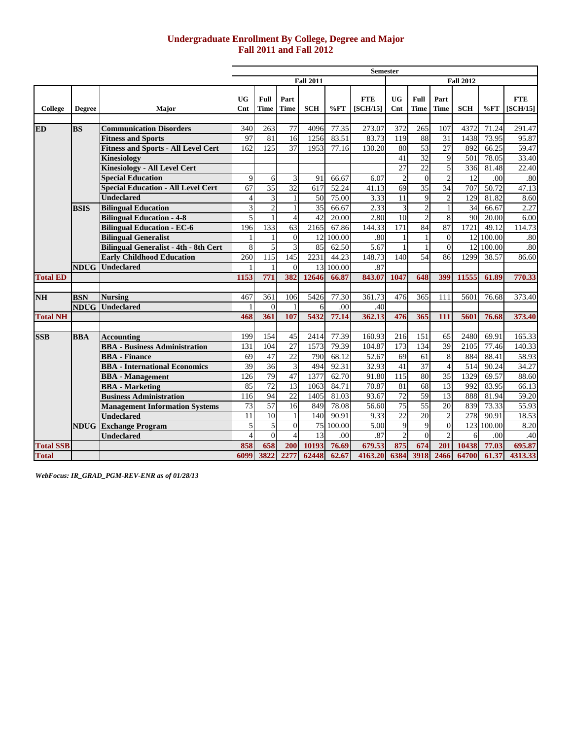# Undergraduate Enrollment By College, Degree and Major
## Fall 2011 and Fall 2012

| College | Degree | Major | Fall 2011 | | | | | | Fall 2012 | | | | | |
|---|---|---|---|---|---|---|---|---|---|---|---|---|---|---|
| | | | UG Cnt | Full Time | Part Time | SCH | %FT | FTE [SCH/15] | UG Cnt | Full Time | Part Time | SCH | %FT | FTE [SCH/15] |
| **ED** | **BS** | **Communication Disorders** | 340 | 263 | 77 | 4096 | 77.35 | 273.07 | 372 | 265 | 107 | 4372 | 71.24 | 291.47 |
| | | **Fitness and Sports** | 97 | 81 | 16 | 1256 | 83.51 | 83.73 | 119 | 88 | 31 | 1438 | 73.95 | 95.87 |
| | | **Fitness and Sports - All Level Cert** | 162 | 125 | 37 | 1953 | 77.16 | 130.20 | 80 | 53 | 27 | 892 | 66.25 | 59.47 |
| | | **Kinesiology** | | | | | | | 41 | 32 | 9 | 501 | 78.05 | 33.40 |
| | | **Kinesiology - All Level Cert** | | | | | | | 27 | 22 | 5 | 336 | 81.48 | 22.40 |
| | | **Special Education** | 9 | 6 | 3 | 91 | 66.67 | 6.07 | 2 | 0 | 2 | 12 | .00 | .80 |
| | | **Special Education - All Level Cert** | 67 | 35 | 32 | 617 | 52.24 | 41.13 | 69 | 35 | 34 | 707 | 50.72 | 47.13 |
| | | **Undeclared** | 4 | 3 | 1 | 50 | 75.00 | 3.33 | 11 | 9 | 2 | 129 | 81.82 | 8.60 |
| | **BSIS** | **Bilingual Education** | 3 | 2 | 1 | 35 | 66.67 | 2.33 | 3 | 2 | 1 | 34 | 66.67 | 2.27 |
| | | **Bilingual Education - 4-8** | 5 | 1 | 4 | 42 | 20.00 | 2.80 | 10 | 2 | 8 | 90 | 20.00 | 6.00 |
| | | **Bilingual Education - EC-6** | 196 | 133 | 63 | 2165 | 67.86 | 144.33 | 171 | 84 | 87 | 1721 | 49.12 | 114.73 |
| | | **Bilingual Generalist** | 1 | 1 | 0 | 12 | 100.00 | .80 | 1 | 1 | 0 | 12 | 100.00 | .80 |
| | | **Bilingual Generalist - 4th - 8th Cert** | 8 | 5 | 3 | 85 | 62.50 | 5.67 | 1 | 1 | 0 | 12 | 100.00 | .80 |
| | | **Early Childhood Education** | 260 | 115 | 145 | 2231 | 44.23 | 148.73 | 140 | 54 | 86 | 1299 | 38.57 | 86.60 |
| | **NDUG** | **Undeclared** | 1 | 1 | 0 | 13 | 100.00 | .87 | | | | | | |
| **Total ED** | | | **1153** | **771** | **382** | **12646** | **66.87** | **843.07** | **1047** | **648** | **399** | **11555** | **61.89** | **770.33** |
| **NH** | **BSN** | **Nursing** | 467 | 361 | 106 | 5426 | 77.30 | 361.73 | 476 | 365 | 111 | 5601 | 76.68 | 373.40 |
| | **NDUG** | **Undeclared** | 1 | 0 | 1 | 6 | .00 | .40 | | | | | | |
| **Total NH** | | | **468** | **361** | **107** | **5432** | **77.14** | **362.13** | **476** | **365** | **111** | **5601** | **76.68** | **373.40** |
| **SSB** | **BBA** | **Accounting** | 199 | 154 | 45 | 2414 | 77.39 | 160.93 | 216 | 151 | 65 | 2480 | 69.91 | 165.33 |
| | | **BBA - Business Administration** | 131 | 104 | 27 | 1573 | 79.39 | 104.87 | 173 | 134 | 39 | 2105 | 77.46 | 140.33 |
| | | **BBA - Finance** | 69 | 47 | 22 | 790 | 68.12 | 52.67 | 69 | 61 | 8 | 884 | 88.41 | 58.93 |
| | | **BBA - International Economics** | 39 | 36 | 3 | 494 | 92.31 | 32.93 | 41 | 37 | 4 | 514 | 90.24 | 34.27 |
| | | **BBA - Management** | 126 | 79 | 47 | 1377 | 62.70 | 91.80 | 115 | 80 | 35 | 1329 | 69.57 | 88.60 |
| | | **BBA - Marketing** | 85 | 72 | 13 | 1063 | 84.71 | 70.87 | 81 | 68 | 13 | 992 | 83.95 | 66.13 |
| | | **Business Administration** | 116 | 94 | 22 | 1405 | 81.03 | 93.67 | 72 | 59 | 13 | 888 | 81.94 | 59.20 |
| | | **Management Information Systems** | 73 | 57 | 16 | 849 | 78.08 | 56.60 | 75 | 55 | 20 | 839 | 73.33 | 55.93 |
| | | **Undeclared** | 11 | 10 | 1 | 140 | 90.91 | 9.33 | 22 | 20 | 2 | 278 | 90.91 | 18.53 |
| | **NDUG** | **Exchange Program** | 5 | 5 | 0 | 75 | 100.00 | 5.00 | 9 | 9 | 0 | 123 | 100.00 | 8.20 |
| | | **Undeclared** | 4 | 0 | 4 | 13 | .00 | .87 | 2 | 0 | 2 | 6 | .00 | .40 |
| **Total SSB** | | | **858** | **658** | **200** | **10193** | **76.69** | **679.53** | **875** | **674** | **201** | **10438** | **77.03** | **695.87** |
| **Total** | | | **6099** | **3822** | **2277** | **62448** | **62.67** | **4163.20** | **6384** | **3918** | **2466** | **64700** | **61.37** | **4313.33** |

*WebFocus: IR_GRAD_PGM-REV-ENR as of 01/28/13*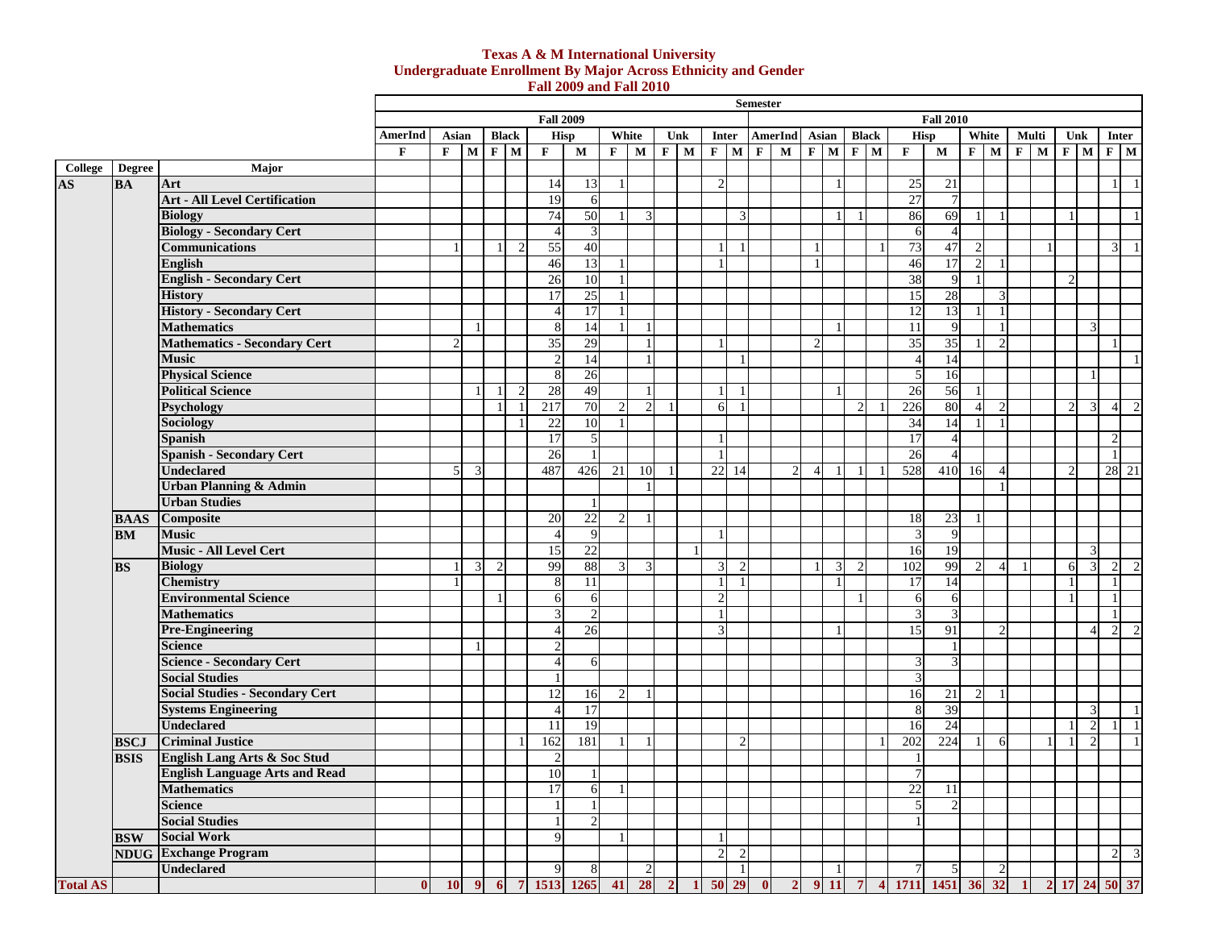# Texas A & M International University
## Undergraduate Enrollment By Major Across Ethnicity and Gender
### Fall 2009 and Fall 2010

| | | | Semester | | | | | | | | | | | | | | | | | | | | | | | | | | | | |
|---|---|---|---|---|---|---|---|---|---|---|---|---|---|---|---|---|---|---|---|---|---|---|---|---|---|---|---|---|---|---|---|
| | | | Fall 2009 | | | | | | | | | | | | | Fall 2010 | | | | | | | | | | | | | | | |
| | | | AmerInd | Asian | | Black | | Hisp | | White | | Unk | | Inter | | AmerInd | | Asian | | Black | | Hisp | | White | | Multi | | Unk | | Inter | |
| | | | F | F | M | F | M | F | M | F | M | F | M | F | M | F | M | F | M | F | M | F | M | F | M | F | M | F | M | F | M |
| **College** | **Degree** | **Major** | | | | | | | | | | | | | | | | | | | | | | | | | | | | | |
| **AS** | **BA** | **Art** | | | | | | 14 | 13 | 1 | | | | 2 | | | | | 1 | | | 25 | 21 | | | | | | | 1 | 1 |
| | | **Art - All Level Certification** | | | | | | 19 | 6 | | | | | | | | | | | | | 27 | 7 | | | | | | | | |
| | | **Biology** | | | | | | 74 | 50 | 1 | 3 | | | | 3 | | | | 1 | 1 | | 86 | 69 | 1 | 1 | | | 1 | | | 1 |
| | | **Biology - Secondary Cert** | | | | | | 4 | 3 | | | | | | | | | | | | | 6 | 4 | | | | | | | | |
| | | **Communications** | | 1 | | 1 | 2 | 55 | 40 | | | | | 1 | 1 | | | 1 | | | 1 | 73 | 47 | 2 | | | 1 | | | 3 | 1 |
| | | **English** | | | | | | 46 | 13 | 1 | | | | 1 | | | | 1 | | | | 46 | 17 | 2 | 1 | | | | | | |
| | | **English - Secondary Cert** | | | | | | 26 | 10 | 1 | | | | | | | | | | | | 38 | 9 | 1 | | | | 2 | | | |
| | | **History** | | | | | | 17 | 25 | 1 | | | | | | | | | | | | 15 | 28 | | 3 | | | | | | |
| | | **History - Secondary Cert** | | | | | | 4 | 17 | 1 | | | | | | | | | | | | 12 | 13 | 1 | 1 | | | | | | |
| | | **Mathematics** | | | 1 | | | 8 | 14 | 1 | 1 | | | | | | | | 1 | | | 11 | 9 | | 1 | | | | 3 | | |
| | | **Mathematics - Secondary Cert** | | 2 | | | | 35 | 29 | | 1 | | | 1 | | | | 2 | | | | 35 | 35 | 1 | 2 | | | | | 1 | |
| | | **Music** | | | | | | 2 | 14 | | 1 | | | | 1 | | | | | | | 4 | 14 | | | | | | | | 1 |
| | | **Physical Science** | | | | | | 8 | 26 | | | | | | | | | | | | | 5 | 16 | | | | | | 1 | | |
| | | **Political Science** | | | 1 | 1 | 2 | 28 | 49 | | 1 | | | 1 | 1 | | | | 1 | | | 26 | 56 | 1 | | | | | | | |
| | | **Psychology** | | | | 1 | 1 | 217 | 70 | 2 | 2 | 1 | | 6 | 1 | | | | | 2 | 1 | 226 | 80 | 4 | 2 | | | 2 | 3 | 4 | 2 |
| | | **Sociology** | | | | | 1 | 22 | 10 | 1 | | | | | | | | | | | | 34 | 14 | 1 | 1 | | | | | | |
| | | **Spanish** | | | | | | 17 | 5 | | | | | 1 | | | | | | | | 17 | 4 | | | | | | | 2 | |
| | | **Spanish - Secondary Cert** | | | | | | 26 | 1 | | | | | 1 | | | | | | | | 26 | 4 | | | | | | | 1 | |
| | | **Undeclared** | | 5 | 3 | | | 487 | 426 | 21 | 10 | 1 | | 22 | 14 | | 2 | 4 | 1 | 1 | 1 | 528 | 410 | 16 | 4 | | | 2 | | 28 | 21 |
| | | **Urban Planning & Admin** | | | | | | | | | 1 | | | | | | | | | | | | | | 1 | | | | | | |
| | | **Urban Studies** | | | | | | | 1 | | | | | | | | | | | | | | | | | | | | | | |
| | **BAAS** | **Composite** | | | | | | 20 | 22 | 2 | 1 | | | | | | | | | | | 18 | 23 | 1 | | | | | | | |
| | **BM** | **Music** | | | | | | 4 | 9 | | | | | 1 | | | | | | | | 3 | 9 | | | | | | | | |
| | | **Music - All Level Cert** | | | | | | 15 | 22 | | | | 1 | | | | | | | | | 16 | 19 | | | | | | 3 | | |
| | **BS** | **Biology** | | 1 | 3 | 2 | | 99 | 88 | 3 | 3 | | | 3 | 2 | | | 1 | 3 | 2 | | 102 | 99 | 2 | 4 | 1 | | 6 | 3 | 2 | 2 |
| | | **Chemistry** | | 1 | | | | 8 | 11 | | | | | 1 | 1 | | | | 1 | | | 17 | 14 | | | | | 1 | | 1 | |
| | | **Environmental Science** | | | | 1 | | 6 | 6 | | | | | 2 | | | | | | 1 | | 6 | 6 | | | | | 1 | | 1 | |
| | | **Mathematics** | | | | | | 3 | 2 | | | | | 1 | | | | | | | | 3 | 3 | | | | | | | 1 | |
| | | **Pre-Engineering** | | | | | | 4 | 26 | | | | | 3 | | | | | 1 | | | 15 | 91 | | 2 | | | | 4 | 2 | 2 |
| | | **Science** | | | 1 | | | 2 | | | | | | | | | | | | | | | 1 | | | | | | | | |
| | | **Science - Secondary Cert** | | | | | | 4 | 6 | | | | | | | | | | | | | 3 | 3 | | | | | | | | |
| | | **Social Studies** | | | | | | 1 | | | | | | | | | | | | | | 3 | | | | | | | | | |
| | | **Social Studies - Secondary Cert** | | | | | | 12 | 16 | 2 | 1 | | | | | | | | | | | 16 | 21 | 2 | 1 | | | | | | |
| | | **Systems Engineering** | | | | | | 4 | 17 | | | | | | | | | | | | | 8 | 39 | | | | | | 3 | | 1 |
| | | **Undeclared** | | | | | | 11 | 19 | | | | | | | | | | | | | 16 | 24 | | | | | 1 | 2 | 1 | 1 |
| | **BSCJ** | **Criminal Justice** | | | | | 1 | 162 | 181 | 1 | 1 | | | | 2 | | | | | | 1 | 202 | 224 | 1 | 6 | | 1 | 1 | 2 | | 1 |
| | **BSIS** | **English Lang Arts & Soc Stud** | | | | | | 2 | | | | | | | | | | | | | | 1 | | | | | | | | | |
| | | **English Language Arts and Read** | | | | | | 10 | 1 | | | | | | | | | | | | | 7 | | | | | | | | | |
| | | **Mathematics** | | | | | | 17 | 6 | 1 | | | | | | | | | | | | 22 | 11 | | | | | | | | |
| | | **Science** | | | | | | 1 | 1 | | | | | | | | | | | | | 5 | 2 | | | | | | | | |
| | | **Social Studies** | | | | | | 1 | 2 | | | | | | | | | | | | | 1 | | | | | | | | | |
| | **BSW** | **Social Work** | | | | | | 9 | | 1 | | | | 1 | | | | | | | | | | | | | | | | | |
| | **NDUG** | **Exchange Program** | | | | | | | | | | | | 2 | 2 | | | | | | | | | | | | | | | 2 | 3 |
| | | **Undeclared** | | | | | | 9 | 8 | | 2 | | | | 1 | | | | 1 | | | 7 | 5 | | 2 | | | | | | |
| **Total AS** | | | **0** | **10** | **9** | **6** | **7** | **1513** | **1265** | **41** | **28** | **2** | **1** | **50** | **29** | **0** | **2** | **9** | **11** | **7** | **4** | **1711** | **1451** | **36** | **32** | **1** | **2** | **17** | **24** | **50** | **37** |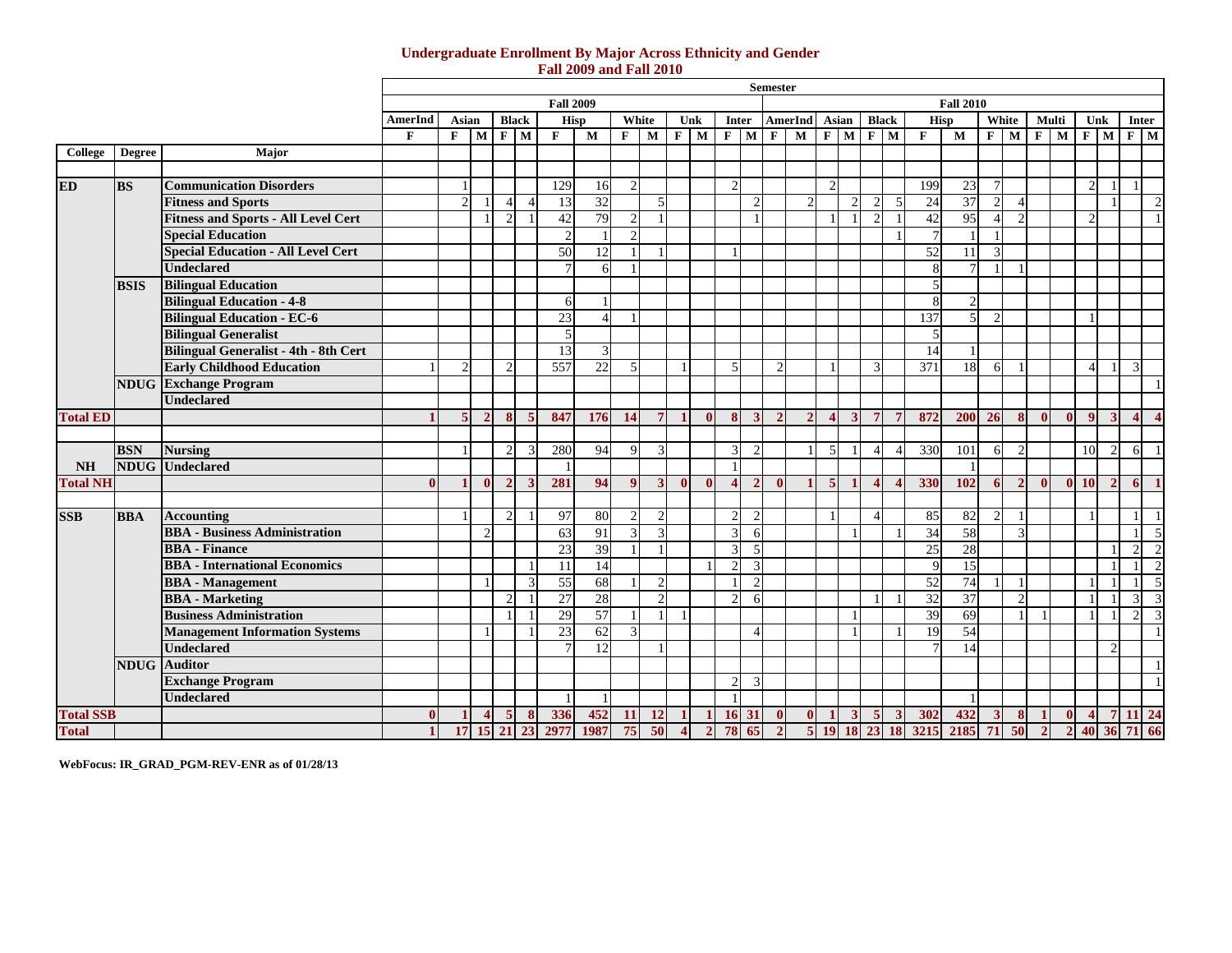# Undergraduate Enrollment By Major Across Ethnicity and Gender
## Fall 2009 and Fall 2010

| | | | Semester | | | | | | | | | | | | | | | | | | | | | | | | | | | | |
|---|---|---|---|---|---|---|---|---|---|---|---|---|---|---|---|---|---|---|---|---|---|---|---|---|---|---|---|---|---|---|---|
| | | | Fall 2009 | | | | | | | | | | | | | Fall 2010 | | | | | | | | | | | | | | | |
| | | | AmerInd | Asian | | Black | | Hisp | | White | | Unk | | Inter | | AmerInd | | Asian | | Black | | Hisp | | White | | Multi | | Unk | | Inter | |
| | | | F | F | M | F | M | F | M | F | M | F | M | F | M | F | M | F | M | F | M | F | M | F | M | F | M | F | M | F | M |
| **College** | **Degree** | **Major** | | | | | | | | | | | | | | | | | | | | | | | | | | | | | |
| **ED** | **BS** | **Communication Disorders** | | 1 | | | | 129 | 16 | 2 | | | | 2 | | | | 2 | | | | 199 | 23 | 7 | | | | 2 | 1 | 1 | |
| | | **Fitness and Sports** | | 2 | 1 | 4 | 4 | 13 | 32 | | 5 | | | | 2 | | 2 | | 2 | 2 | 5 | 24 | 37 | 2 | 4 | | | | 1 | | 2 |
| | | **Fitness and Sports - All Level Cert** | | | 1 | 2 | 1 | 42 | 79 | 2 | 1 | | | | 1 | | | 1 | 1 | 2 | 1 | 42 | 95 | 4 | 2 | | | 2 | | | 1 |
| | | **Special Education** | | | | | | 2 | 1 | 2 | | | | | | | | | | | 1 | 7 | 1 | 1 | | | | | | | |
| | | **Special Education - All Level Cert** | | | | | | 50 | 12 | 1 | 1 | | | 1 | | | | | | | | 52 | 11 | 3 | | | | | | | |
| | | **Undeclared** | | | | | | 7 | 6 | 1 | | | | | | | | | | | | 8 | 7 | 1 | 1 | | | | | | |
| | **BSIS** | **Bilingual Education** | | | | | | | | | | | | | | | | | | | | 5 | | | | | | | | | |
| | | **Bilingual Education - 4-8** | | | | | | 6 | 1 | | | | | | | | | | | | | 8 | 2 | | | | | | | | |
| | | **Bilingual Education - EC-6** | | | | | | 23 | 4 | 1 | | | | | | | | | | | | 137 | 5 | 2 | | | | 1 | | | |
| | | **Bilingual Generalist** | | | | | | 5 | | | | | | | | | | | | | | 5 | | | | | | | | | |
| | | **Bilingual Generalist - 4th - 8th Cert** | | | | | | 13 | 3 | | | | | | | | | | | | | 14 | 1 | | | | | | | | |
| | | **Early Childhood Education** | 1 | 2 | | 2 | | 557 | 22 | 5 | | 1 | | 5 | | 2 | | 1 | | 3 | | 371 | 18 | 6 | 1 | | | 4 | 1 | 3 | |
| | **NDUG** | **Exchange Program** | | | | | | | | | | | | | | | | | | | | | | | | | | | | | 1 |
| | | **Undeclared** | | | | | | | | | | | | | | | | | | | | | | | | | | | | | |
| **Total ED** | | | **1** | **5** | **2** | **8** | **5** | **847** | **176** | **14** | **7** | **1** | **0** | **8** | **3** | **2** | **2** | **4** | **3** | **7** | **7** | **872** | **200** | **26** | **8** | **0** | **0** | **9** | **3** | **4** | **4** |
| | **BSN** | **Nursing** | | 1 | | 2 | 3 | 280 | 94 | 9 | 3 | | | 3 | 2 | | 1 | 5 | 1 | 4 | 4 | 330 | 101 | 6 | 2 | | | 10 | 2 | 6 | 1 |
| **NH** | **NDUG** | **Undeclared** | | | | | | 1 | | | | | | 1 | | | | | | | | | 1 | | | | | | | | |
| **Total NH** | | | **0** | **1** | **0** | **2** | **3** | **281** | **94** | **9** | **3** | **0** | **0** | **4** | **2** | **0** | **1** | **5** | **1** | **4** | **4** | **330** | **102** | **6** | **2** | **0** | **0** | **10** | **2** | **6** | **1** |
| **SSB** | **BBA** | **Accounting** | | 1 | | 2 | 1 | 97 | 80 | 2 | 2 | | | 2 | 2 | | | 1 | | 4 | | 85 | 82 | 2 | 1 | | | 1 | | 1 | 1 |
| | | **BBA - Business Administration** | | | 2 | | | 63 | 91 | 3 | 3 | | | 3 | 6 | | | | 1 | | 1 | 34 | 58 | | 3 | | | | | 1 | 5 |
| | | **BBA - Finance** | | | | | | 23 | 39 | 1 | 1 | | | 3 | 5 | | | | | | | 25 | 28 | | | | | | 1 | 2 | 2 |
| | | **BBA - International Economics** | | | | | 1 | 11 | 14 | | | | 1 | 2 | 3 | | | | | | | 9 | 15 | | | | | | 1 | 1 | 2 |
| | | **BBA - Management** | | | 1 | | 3 | 55 | 68 | 1 | 2 | | | 1 | 2 | | | | | | | 52 | 74 | 1 | 1 | | | 1 | 1 | 1 | 5 |
| | | **BBA - Marketing** | | | | 2 | 1 | 27 | 28 | | 2 | | | 2 | 6 | | | | | 1 | 1 | 32 | 37 | | 2 | | | 1 | 1 | 3 | 3 |
| | | **Business Administration** | | | | 1 | 1 | 29 | 57 | 1 | 1 | 1 | | | | | | | 1 | | | 39 | 69 | | 1 | 1 | | 1 | 1 | 2 | 3 |
| | | **Management Information Systems** | | | 1 | | 1 | 23 | 62 | 3 | | | | | 4 | | | | 1 | | 1 | 19 | 54 | | | | | | | | 1 |
| | | **Undeclared** | | | | | | 7 | 12 | | 1 | | | | | | | | | | | 7 | 14 | | | | | | 2 | | |
| | **NDUG** | **Auditor** | | | | | | | | | | | | | | | | | | | | | | | | | | | | | 1 |
| | | **Exchange Program** | | | | | | | | | | | | 2 | 3 | | | | | | | | | | | | | | | | 1 |
| | | **Undeclared** | | | | | | 1 | 1 | | | | | 1 | | | | | | | | | 1 | | | | | | | | |
| **Total SSB** | | | **0** | **1** | **4** | **5** | **8** | **336** | **452** | **11** | **12** | **1** | **1** | **16** | **31** | **0** | **0** | **1** | **3** | **5** | **3** | **302** | **432** | **3** | **8** | **1** | **0** | **4** | **7** | **11** | **24** |
| **Total** | | | **1** | **17** | **15** | **21** | **23** | **2977** | **1987** | **75** | **50** | **4** | **2** | **78** | **65** | **2** | **5** | **19** | **18** | **23** | **18** | **3215** | **2185** | **71** | **50** | **2** | **2** | **40** | **36** | **71** | **66** |

**WebFocus: IR_GRAD_PGM-REV-ENR as of 01/28/13**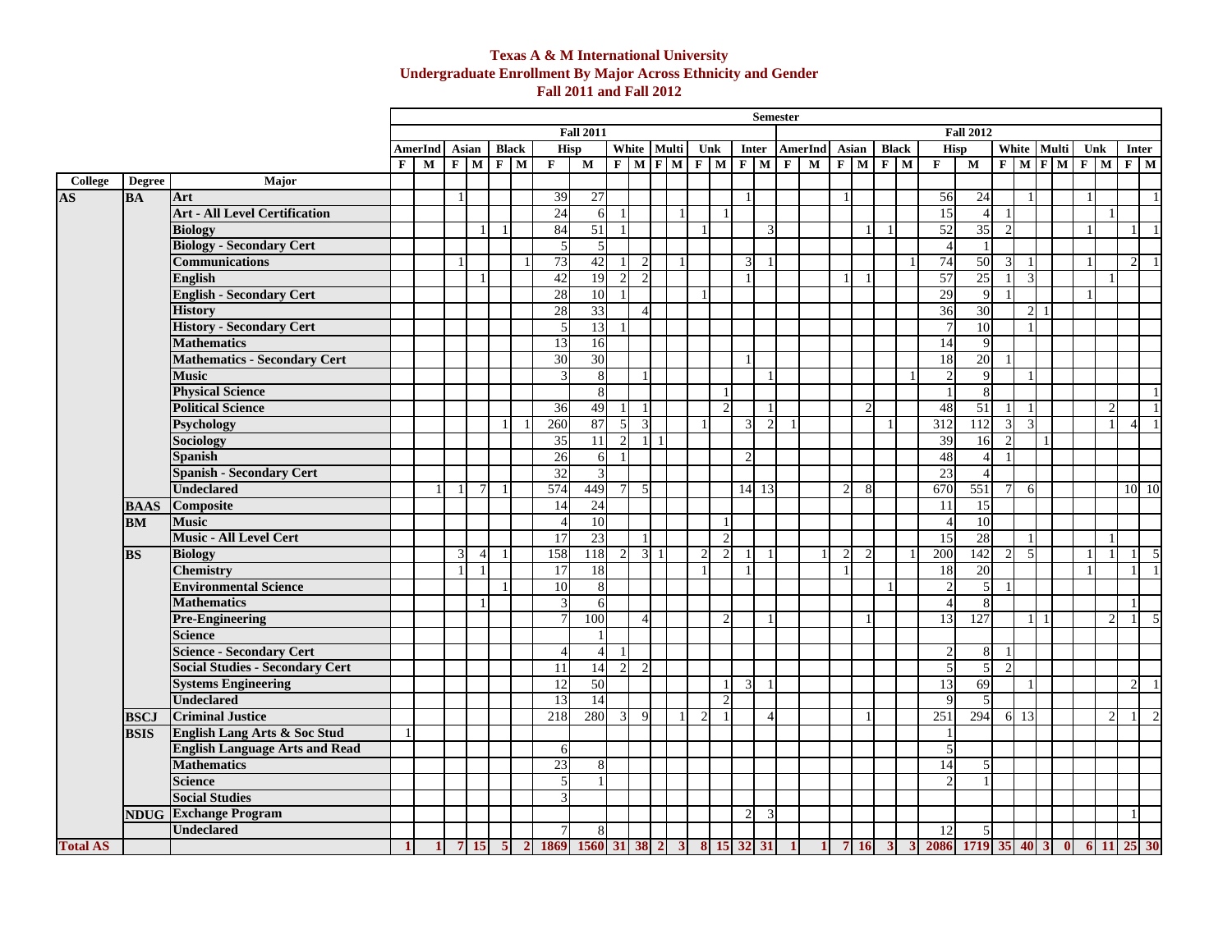# Texas A & M International University
## Undergraduate Enrollment By Major Across Ethnicity and Gender
### Fall 2011 and Fall 2012

| College | Degree | Major | Fall 2011 | | | | | | | | | | | | | | | | Fall 2012 | | | | | | | | | | | | | | | |
|---|---|---|---|---|---|---|---|---|---|---|---|---|---|---|---|---|---|---|---|---|---|---|---|---|---|---|---|---|---|---|---|---|---|---|
| | | | AmerInd | | Asian | | Black | | Hisp | | White | | Multi | | Unk | | Inter | | AmerInd | | Asian | | Black | | Hisp | | White | | Multi | | Unk | | Inter | |
| | | | F | M | F | M | F | M | F | M | F | M | F | M | F | M | F | M | F | M | F | M | F | M | F | M | F | M | F | M | F | M | F | M |
| AS | BA | Art | | | 1 | | | | 39 | 27 | | | | | | | 1 | | | | 1 | | | | 56 | 24 | | 1 | | | 1 | | | 1 |
| | | Art - All Level Certification | | | | | | | 24 | 6 | 1 | | | 1 | | 1 | | | | | | | | | 15 | 4 | 1 | | | | | 1 | | |
| | | Biology | | | | 1 | 1 | | 84 | 51 | 1 | | | | 1 | | | 3 | | | | 1 | 1 | | 52 | 35 | 2 | | | | 1 | | 1 | 1 |
| | | Biology - Secondary Cert | | | | | | | 5 | 5 | | | | | | | | | | | | | | | 4 | 1 | | | | | | | | |
| | | Communications | | | 1 | | | 1 | 73 | 42 | 1 | 2 | | 1 | | | 3 | 1 | | | | | | 1 | 74 | 50 | 3 | 1 | | | 1 | | 2 | 1 |
| | | English | | | | 1 | | | 42 | 19 | 2 | 2 | | | | | 1 | | | | 1 | 1 | | | 57 | 25 | 1 | 3 | | | | 1 | | |
| | | English - Secondary Cert | | | | | | | 28 | 10 | 1 | | | | 1 | | | | | | | | | | 29 | 9 | 1 | | | | 1 | | | |
| | | History | | | | | | | 28 | 33 | | 4 | | | | | | | | | | | | | 36 | 30 | | 2 | 1 | | | | | |
| | | History - Secondary Cert | | | | | | | 5 | 13 | 1 | | | | | | | | | | | | | | 7 | 10 | | 1 | | | | | | |
| | | Mathematics | | | | | | | 13 | 16 | | | | | | | | | | | | | | | 14 | 9 | | | | | | | | |
| | | Mathematics - Secondary Cert | | | | | | | 30 | 30 | | | | | | | 1 | | | | | | | | 18 | 20 | 1 | | | | | | | |
| | | Music | | | | | | | 3 | 8 | | 1 | | | | | | 1 | | | | | | 1 | 2 | 9 | | 1 | | | | | | |
| | | Physical Science | | | | | | | | 8 | | | | | | 1 | | | | | | | | | 1 | 8 | | | | | | | | 1 |
| | | Political Science | | | | | | | 36 | 49 | 1 | 1 | | | | 2 | | 1 | | | | 2 | | | 48 | 51 | 1 | 1 | | | | 2 | | 1 |
| | | Psychology | | | | | 1 | 1 | 260 | 87 | 5 | 3 | | | 1 | | 3 | 2 | 1 | | | | 1 | | 312 | 112 | 3 | 3 | | | | 1 | 4 | 1 |
| | | Sociology | | | | | | | 35 | 11 | 2 | 1 | 1 | | | | | | | | | | | | 39 | 16 | 2 | | 1 | | | | | |
| | | Spanish | | | | | | | 26 | 6 | 1 | | | | | | 2 | | | | | | | | 48 | 4 | 1 | | | | | | | |
| | | Spanish - Secondary Cert | | | | | | | 32 | 3 | | | | | | | | | | | | | | | 23 | 4 | | | | | | | | |
| | | Undeclared | | 1 | 1 | 7 | 1 | | 574 | 449 | 7 | 5 | | | | | 14 | 13 | | | 2 | 8 | | | 670 | 551 | 7 | 6 | | | | | 10 | 10 |
| | BAAS | Composite | | | | | | | 14 | 24 | | | | | | | | | | | | | | | 11 | 15 | | | | | | | | |
| | BM | Music | | | | | | | 4 | 10 | | | | | | 1 | | | | | | | | | 4 | 10 | | | | | | | | |
| | | Music - All Level Cert | | | | | | | 17 | 23 | | 1 | | | | 2 | | | | | | | | | 15 | 28 | | 1 | | | | 1 | | |
| | BS | Biology | | | 3 | 4 | 1 | | 158 | 118 | 2 | 3 | 1 | | 2 | 2 | 1 | 1 | | 1 | 2 | 2 | | 1 | 200 | 142 | 2 | 5 | | | 1 | 1 | 1 | 5 |
| | | Chemistry | | | 1 | 1 | | | 17 | 18 | | | | | 1 | | 1 | | | | 1 | | | | 18 | 20 | | | | | 1 | | 1 | 1 |
| | | Environmental Science | | | | | 1 | | 10 | 8 | | | | | | | | | | | | | 1 | | 2 | 5 | 1 | | | | | | | |
| | | Mathematics | | | | 1 | | | 3 | 6 | | | | | | | | | | | | | | | 4 | 8 | | | | | | | 1 | |
| | | Pre-Engineering | | | | | | | 7 | 100 | | 4 | | | | 2 | | 1 | | | | 1 | | | 13 | 127 | | 1 | 1 | | | 2 | 1 | 5 |
| | | Science | | | | | | | | 1 | | | | | | | | | | | | | | | | | | | | | | | | |
| | | Science - Secondary Cert | | | | | | | 4 | 4 | 1 | | | | | | | | | | | | | | 2 | 8 | 1 | | | | | | | |
| | | Social Studies - Secondary Cert | | | | | | | 11 | 14 | 2 | 2 | | | | | | | | | | | | | 5 | 5 | 2 | | | | | | | |
| | | Systems Engineering | | | | | | | 12 | 50 | | | | | | 1 | 3 | 1 | | | | | | | 13 | 69 | | 1 | | | | | 2 | 1 |
| | | Undeclared | | | | | | | 13 | 14 | | | | | | 2 | | | | | | | | | 9 | 5 | | | | | | | | |
| | BSCJ | Criminal Justice | | | | | | | 218 | 280 | 3 | 9 | | 1 | 2 | 1 | | 4 | | | | 1 | | | 251 | 294 | 6 | 13 | | | | 2 | 1 | 2 |
| | BSIS | English Lang Arts & Soc Stud | 1 | | | | | | | | | | | | | | | | | | | | | | 1 | | | | | | | | | |
| | | English Language Arts and Read | | | | | | | 6 | | | | | | | | | | | | | | | | 5 | | | | | | | | | |
| | | Mathematics | | | | | | | 23 | 8 | | | | | | | | | | | | | | | 14 | 5 | | | | | | | | |
| | | Science | | | | | | | 5 | 1 | | | | | | | | | | | | | | | 2 | 1 | | | | | | | | |
| | | Social Studies | | | | | | | 3 | | | | | | | | | | | | | | | | | | | | | | | | | |
| | NDUG | Exchange Program | | | | | | | | | | | | | | | 2 | 3 | | | | | | | | | | | | | | | 1 | |
| | | Undeclared | | | | | | | 7 | 8 | | | | | | | | | | | | | | | 12 | 5 | | | | | | | | |
| **Total AS** | | | **1** | **1** | **7** | **15** | **5** | **2** | **1869** | **1560** | **31** | **38** | **2** | **3** | **8** | **15** | **32** | **31** | **1** | **1** | **7** | **16** | **3** | **3** | **2086** | **1719** | **35** | **40** | **3** | **0** | **6** | **11** | **25** | **30** |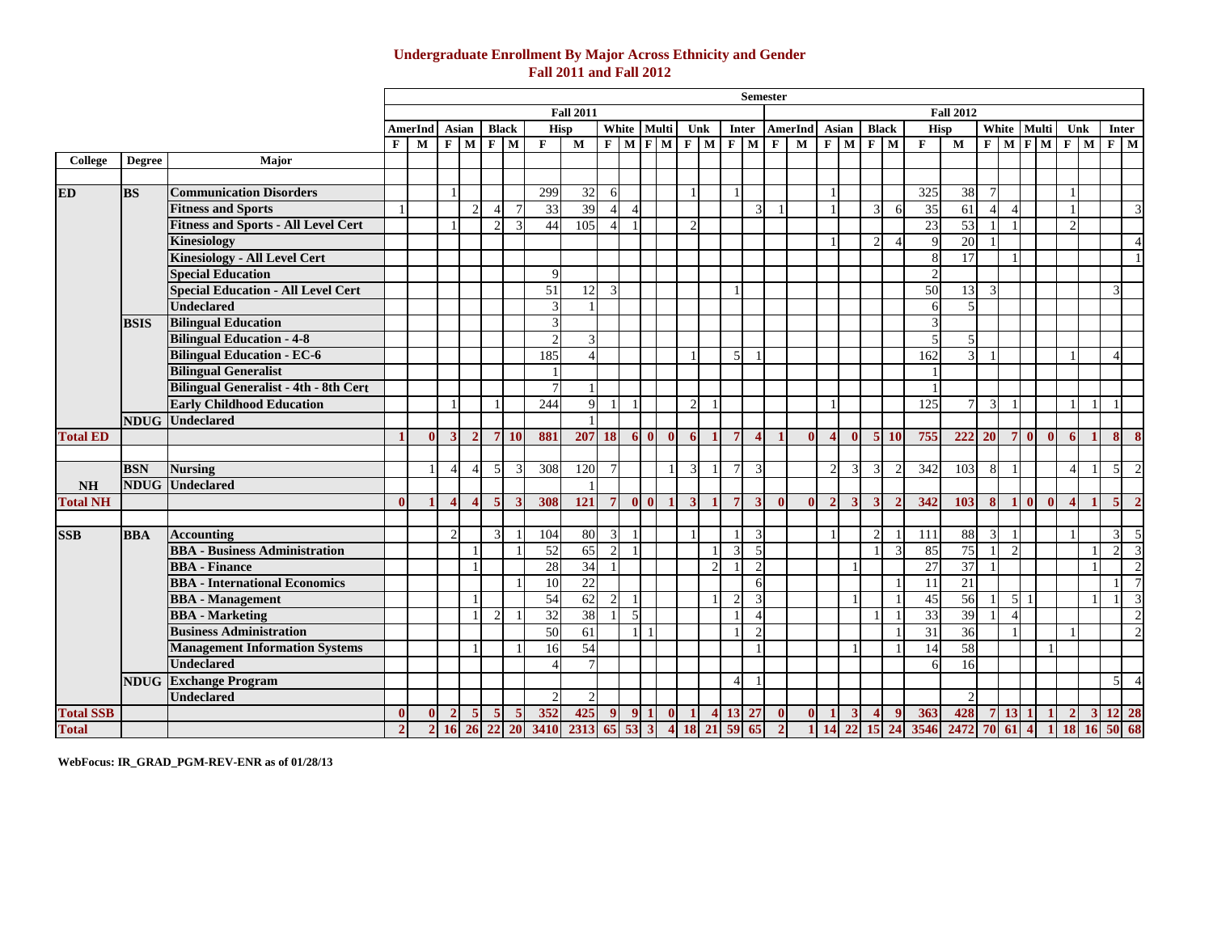# Undergraduate Enrollment By Major Across Ethnicity and Gender
## Fall 2011 and Fall 2012

| | | | Semester | | | | | | | | | | | | | | | | | | | | | | | | | | | | | | | | |
|---|---|---|---|---|---|---|---|---|---|---|---|---|---|---|---|---|---|---|---|---|---|---|---|---|---|---|---|---|---|---|---|---|---|---|
| | | | Fall 2011 | | | | | | | | | | | | | | | | Fall 2012 | | | | | | | | | | | | | | | |
| | | | AmerInd | | Asian | | Black | | Hisp | | White | | Multi | | Unk | | Inter | | AmerInd | | Asian | | Black | | Hisp | | White | | Multi | | Unk | | Inter | |
| **College** | **Degree** | **Major** | F | M | F | M | F | M | F | M | F | M | F | M | F | M | F | M | F | M | F | M | F | M | F | M | F | M | F | M | F | M | F | M |
| ED | BS | Communication Disorders | | | 1 | | | | 299 | 32 | 6 | | | | 1 | | 1 | | | | 1 | | | | 325 | 38 | 7 | | | | 1 | | | |
| | | Fitness and Sports | 1 | | | 2 | 4 | 7 | 33 | 39 | 4 | 4 | | | | | | 3 | 1 | | 1 | | 3 | 6 | 35 | 61 | 4 | 4 | | | 1 | | | 3 |
| | | Fitness and Sports - All Level Cert | | | 1 | | 2 | 3 | 44 | 105 | 4 | 1 | | | 2 | | | | | | | | | | 23 | 53 | 1 | 1 | | | 2 | | | |
| | | Kinesiology | | | | | | | | | | | | | | | | | | | 1 | | 2 | 4 | 9 | 20 | 1 | | | | | | | 4 |
| | | Kinesiology - All Level Cert | | | | | | | | | | | | | | | | | | | | | | | 8 | 17 | | 1 | | | | | | 1 |
| | | Special Education | | | | | | | 9 | | | | | | | | | | | | | | | | 2 | | | | | | | | | |
| | | Special Education - All Level Cert | | | | | | | 51 | 12 | 3 | | | | | | 1 | | | | | | | | 50 | 13 | 3 | | | | | | 3 | |
| | | Undeclared | | | | | | | 3 | 1 | | | | | | | | | | | | | | | 6 | 5 | | | | | | | | |
| | BSIS | Bilingual Education | | | | | | | 3 | | | | | | | | | | | | | | | | 3 | | | | | | | | | |
| | | Bilingual Education - 4-8 | | | | | | | 2 | 3 | | | | | | | | | | | | | | | 5 | 5 | | | | | | | | |
| | | Bilingual Education - EC-6 | | | | | | | 185 | 4 | | | | | 1 | | 5 | 1 | | | | | | | 162 | 3 | 1 | | | | 1 | | 4 | |
| | | Bilingual Generalist | | | | | | | 1 | | | | | | | | | | | | | | | | 1 | | | | | | | | | |
| | | Bilingual Generalist - 4th - 8th Cert | | | | | | | 7 | 1 | | | | | | | | | | | | | | | 1 | | | | | | | | | |
| | | Early Childhood Education | | | 1 | | 1 | | 244 | 9 | 1 | 1 | | | 2 | 1 | | | | | 1 | | | | 125 | 7 | 3 | 1 | | | 1 | 1 | 1 | |
| | NDUG | Undeclared | | | | | | | | 1 | | | | | | | | | | | | | | | | | | | | | | | | |
| **Total ED** | | | **1** | **0** | **3** | **2** | **7** | **10** | **881** | **207** | **18** | **6** | **0** | **0** | **6** | **1** | **7** | **4** | **1** | **0** | **4** | **0** | **5** | **10** | **755** | **222** | **20** | **7** | **0** | **0** | **6** | **1** | **8** | **8** |
| NH | BSN | Nursing | | 1 | 4 | 4 | 5 | 3 | 308 | 120 | 7 | | | 1 | 3 | 1 | 7 | 3 | | | 2 | 3 | 3 | 2 | 342 | 103 | 8 | 1 | | | 4 | 1 | 5 | 2 |
| | NDUG | Undeclared | | | | | | | | 1 | | | | | | | | | | | | | | | | | | | | | | | | |
| **Total NH** | | | **0** | **1** | **4** | **4** | **5** | **3** | **308** | **121** | **7** | **0** | **0** | **1** | **3** | **1** | **7** | **3** | **0** | **0** | **2** | **3** | **3** | **2** | **342** | **103** | **8** | **1** | **0** | **0** | **4** | **1** | **5** | **2** |
| SSB | BBA | Accounting | | | 2 | | 3 | 1 | 104 | 80 | 3 | 1 | | | 1 | | 1 | 3 | | | 1 | | 2 | 1 | 111 | 88 | 3 | 1 | | | 1 | | 3 | 5 |
| | | BBA - Business Administration | | | | 1 | | 1 | 52 | 65 | 2 | 1 | | | | 1 | 3 | 5 | | | | | 1 | 3 | 85 | 75 | 1 | 2 | | | | 1 | 2 | 3 |
| | | BBA - Finance | | | | 1 | | | 28 | 34 | 1 | | | | | 2 | 1 | 2 | | | | 1 | | | 27 | 37 | 1 | | | | | 1 | | 2 |
| | | BBA - International Economics | | | | | | 1 | 10 | 22 | | | | | | | | 6 | | | | | | 1 | 11 | 21 | | | | | | | 1 | 7 |
| | | BBA - Management | | | | 1 | | | 54 | 62 | 2 | 1 | | | | 1 | 2 | 3 | | | | 1 | | 1 | 45 | 56 | 1 | 5 | 1 | | | 1 | 1 | 3 |
| | | BBA - Marketing | | | | 1 | 2 | 1 | 32 | 38 | 1 | 5 | | | | | 1 | 4 | | | | | 1 | 1 | 33 | 39 | 1 | 4 | | | | | | 2 |
| | | Business Administration | | | | | | | 50 | 61 | | 1 | 1 | | | | 1 | 2 | | | | | | 1 | 31 | 36 | | 1 | | | 1 | | | 2 |
| | | Management Information Systems | | | | 1 | | 1 | 16 | 54 | | | | | | | | 1 | | | | 1 | | 1 | 14 | 58 | | | | 1 | | | | |
| | | Undeclared | | | | | | | 4 | 7 | | | | | | | | | | | | | | | 6 | 16 | | | | | | | | |
| | NDUG | Exchange Program | | | | | | | | | | | | | | | 4 | 1 | | | | | | | | | | | | | | | 5 | 4 |
| | | Undeclared | | | | | | | 2 | 2 | | | | | | | | | | | | | | | | 2 | | | | | | | | |
| **Total SSB** | | | **0** | **0** | **2** | **5** | **5** | **5** | **352** | **425** | **9** | **9** | **1** | **0** | **1** | **4** | **13** | **27** | **0** | **0** | **1** | **3** | **4** | **9** | **363** | **428** | **7** | **13** | **1** | **1** | **2** | **3** | **12** | **28** |
| **Total** | | | **2** | **2** | **16** | **26** | **22** | **20** | **3410** | **2313** | **65** | **53** | **3** | **4** | **18** | **21** | **59** | **65** | **2** | **1** | **14** | **22** | **15** | **24** | **3546** | **2472** | **70** | **61** | **4** | **1** | **18** | **16** | **50** | **68** |

**WebFocus: IR_GRAD_PGM-REV-ENR as of 01/28/13**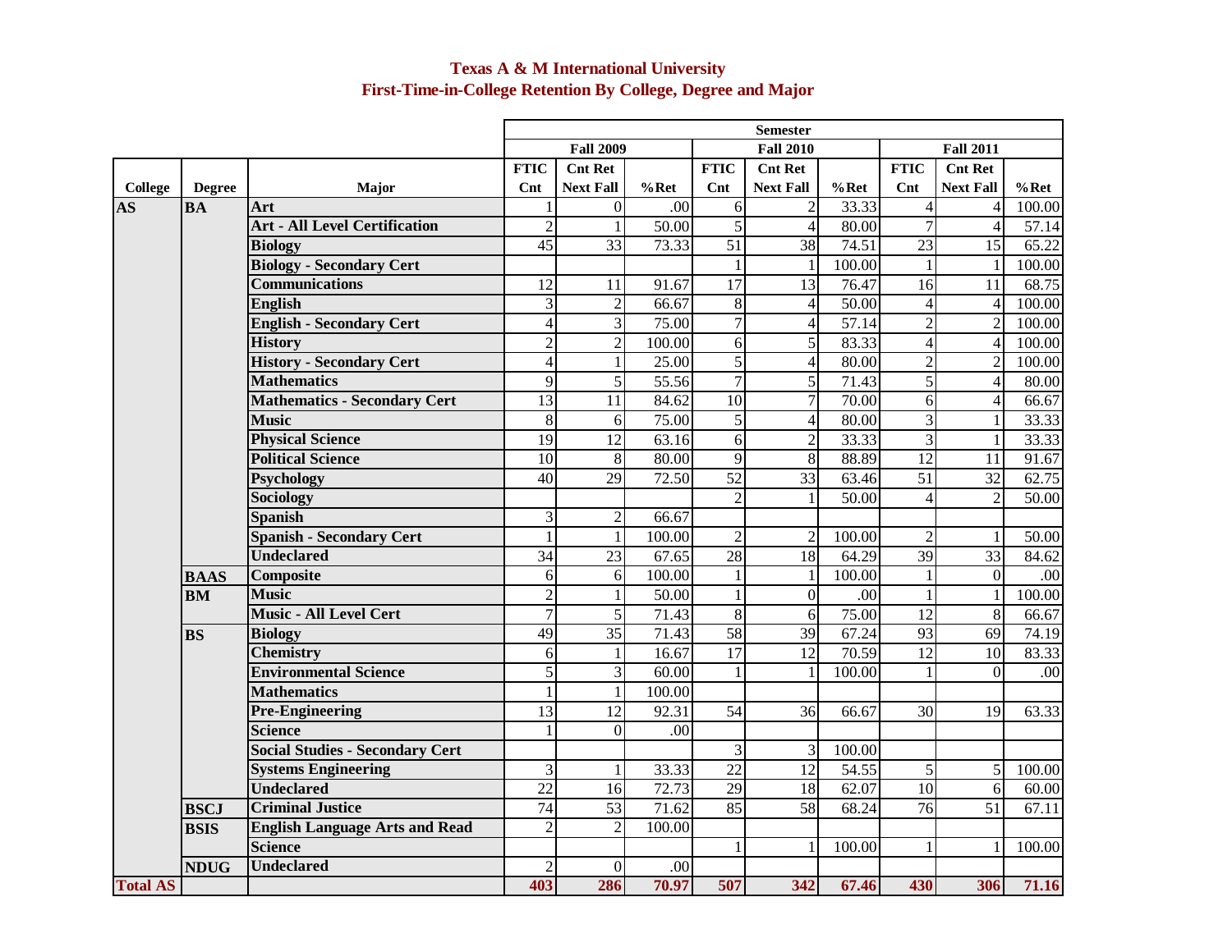# Texas A & M International University
## First-Time-in-College Retention By College, Degree and Major

| | | | Semester | | | | | | | | |
|---|---|---|---|---|---|---|---|---|---|---|---|
| | | | Fall 2009 | | | Fall 2010 | | | Fall 2011 | | |
| College | Degree | Major | FTIC Cnt | Cnt Ret Next Fall | %Ret | FTIC Cnt | Cnt Ret Next Fall | %Ret | FTIC Cnt | Cnt Ret Next Fall | %Ret |
| AS | BA | Art | 1 | 0 | .00 | 6 | 2 | 33.33 | 4 | 4 | 100.00 |
| | | Art - All Level Certification | 2 | 1 | 50.00 | 5 | 4 | 80.00 | 7 | 4 | 57.14 |
| | | Biology | 45 | 33 | 73.33 | 51 | 38 | 74.51 | 23 | 15 | 65.22 |
| | | Biology - Secondary Cert | | | | 1 | 1 | 100.00 | 1 | 1 | 100.00 |
| | | Communications | 12 | 11 | 91.67 | 17 | 13 | 76.47 | 16 | 11 | 68.75 |
| | | English | 3 | 2 | 66.67 | 8 | 4 | 50.00 | 4 | 4 | 100.00 |
| | | English - Secondary Cert | 4 | 3 | 75.00 | 7 | 4 | 57.14 | 2 | 2 | 100.00 |
| | | History | 2 | 2 | 100.00 | 6 | 5 | 83.33 | 4 | 4 | 100.00 |
| | | History - Secondary Cert | 4 | 1 | 25.00 | 5 | 4 | 80.00 | 2 | 2 | 100.00 |
| | | Mathematics | 9 | 5 | 55.56 | 7 | 5 | 71.43 | 5 | 4 | 80.00 |
| | | Mathematics - Secondary Cert | 13 | 11 | 84.62 | 10 | 7 | 70.00 | 6 | 4 | 66.67 |
| | | Music | 8 | 6 | 75.00 | 5 | 4 | 80.00 | 3 | 1 | 33.33 |
| | | Physical Science | 19 | 12 | 63.16 | 6 | 2 | 33.33 | 3 | 1 | 33.33 |
| | | Political Science | 10 | 8 | 80.00 | 9 | 8 | 88.89 | 12 | 11 | 91.67 |
| | | Psychology | 40 | 29 | 72.50 | 52 | 33 | 63.46 | 51 | 32 | 62.75 |
| | | Sociology | | | | 2 | 1 | 50.00 | 4 | 2 | 50.00 |
| | | Spanish | 3 | 2 | 66.67 | | | | | | |
| | | Spanish - Secondary Cert | 1 | 1 | 100.00 | 2 | 2 | 100.00 | 2 | 1 | 50.00 |
| | | Undeclared | 34 | 23 | 67.65 | 28 | 18 | 64.29 | 39 | 33 | 84.62 |
| | BAAS | Composite | 6 | 6 | 100.00 | 1 | 1 | 100.00 | 1 | 0 | .00 |
| | BM | Music | 2 | 1 | 50.00 | 1 | 0 | .00 | 1 | 1 | 100.00 |
| | | Music - All Level Cert | 7 | 5 | 71.43 | 8 | 6 | 75.00 | 12 | 8 | 66.67 |
| | BS | Biology | 49 | 35 | 71.43 | 58 | 39 | 67.24 | 93 | 69 | 74.19 |
| | | Chemistry | 6 | 1 | 16.67 | 17 | 12 | 70.59 | 12 | 10 | 83.33 |
| | | Environmental Science | 5 | 3 | 60.00 | 1 | 1 | 100.00 | 1 | 0 | .00 |
| | | Mathematics | 1 | 1 | 100.00 | | | | | | |
| | | Pre-Engineering | 13 | 12 | 92.31 | 54 | 36 | 66.67 | 30 | 19 | 63.33 |
| | | Science | 1 | 0 | .00 | | | | | | |
| | | Social Studies - Secondary Cert | | | | 3 | 3 | 100.00 | | | |
| | | Systems Engineering | 3 | 1 | 33.33 | 22 | 12 | 54.55 | 5 | 5 | 100.00 |
| | | Undeclared | 22 | 16 | 72.73 | 29 | 18 | 62.07 | 10 | 6 | 60.00 |
| | BSCJ | Criminal Justice | 74 | 53 | 71.62 | 85 | 58 | 68.24 | 76 | 51 | 67.11 |
| | BSIS | English Language Arts and Read | 2 | 2 | 100.00 | | | | | | |
| | | Science | | | | 1 | 1 | 100.00 | 1 | 1 | 100.00 |
| | NDUG | Undeclared | 2 | 0 | .00 | | | | | | |
| Total AS | | | 403 | 286 | 70.97 | 507 | 342 | 67.46 | 430 | 306 | 71.16 |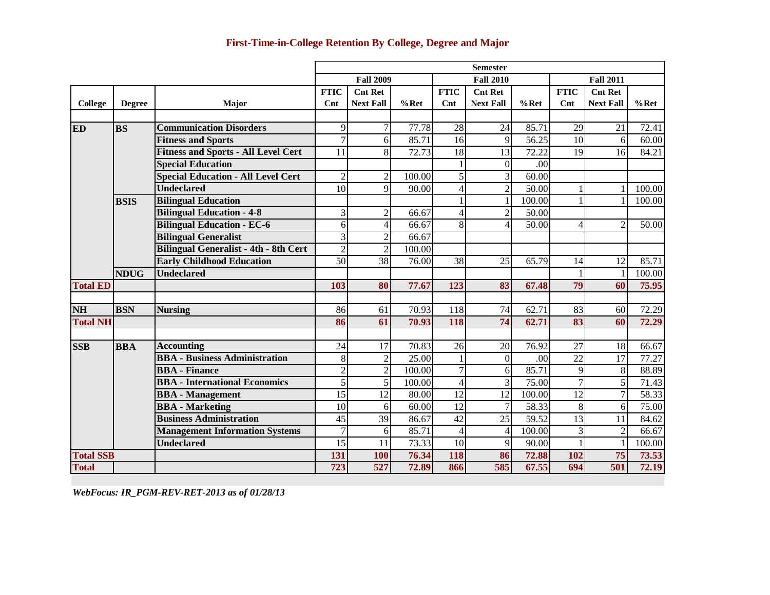## First-Time-in-College Retention By College, Degree and Major

| College | Degree | Major | Fall 2009 FTIC Cnt | Fall 2009 Cnt Ret Next Fall | Fall 2009 %Ret | Fall 2010 FTIC Cnt | Fall 2010 Cnt Ret Next Fall | Fall 2010 %Ret | Fall 2011 FTIC Cnt | Fall 2011 Cnt Ret Next Fall | Fall 2011 %Ret |
|---|---|---|---|---|---|---|---|---|---|---|---|
| ED | BS | Communication Disorders | 9 | 7 | 77.78 | 28 | 24 | 85.71 | 29 | 21 | 72.41 |
| | | Fitness and Sports | 7 | 6 | 85.71 | 16 | 9 | 56.25 | 10 | 6 | 60.00 |
| | | Fitness and Sports - All Level Cert | 11 | 8 | 72.73 | 18 | 13 | 72.22 | 19 | 16 | 84.21 |
| | | Special Education | | | | 1 | 0 | .00 | | | |
| | | Special Education - All Level Cert | 2 | 2 | 100.00 | 5 | 3 | 60.00 | | | |
| | | Undeclared | 10 | 9 | 90.00 | 4 | 2 | 50.00 | 1 | 1 | 100.00 |
| | BSIS | Bilingual Education | | | | 1 | 1 | 100.00 | 1 | 1 | 100.00 |
| | | Bilingual Education - 4-8 | 3 | 2 | 66.67 | 4 | 2 | 50.00 | | | |
| | | Bilingual Education - EC-6 | 6 | 4 | 66.67 | 8 | 4 | 50.00 | 4 | 2 | 50.00 |
| | | Bilingual Generalist | 3 | 2 | 66.67 | | | | | | |
| | | Bilingual Generalist - 4th - 8th Cert | 2 | 2 | 100.00 | | | | | | |
| | | Early Childhood Education | 50 | 38 | 76.00 | 38 | 25 | 65.79 | 14 | 12 | 85.71 |
| | NDUG | Undeclared | | | | | | | 1 | 1 | 100.00 |
| **Total ED** | | | **103** | **80** | **77.67** | **123** | **83** | **67.48** | **79** | **60** | **75.95** |
| NH | BSN | Nursing | 86 | 61 | 70.93 | 118 | 74 | 62.71 | 83 | 60 | 72.29 |
| **Total NH** | | | **86** | **61** | **70.93** | **118** | **74** | **62.71** | **83** | **60** | **72.29** |
| SSB | BBA | Accounting | 24 | 17 | 70.83 | 26 | 20 | 76.92 | 27 | 18 | 66.67 |
| | | BBA - Business Administration | 8 | 2 | 25.00 | 1 | 0 | .00 | 22 | 17 | 77.27 |
| | | BBA - Finance | 2 | 2 | 100.00 | 7 | 6 | 85.71 | 9 | 8 | 88.89 |
| | | BBA - International Economics | 5 | 5 | 100.00 | 4 | 3 | 75.00 | 7 | 5 | 71.43 |
| | | BBA - Management | 15 | 12 | 80.00 | 12 | 12 | 100.00 | 12 | 7 | 58.33 |
| | | BBA - Marketing | 10 | 6 | 60.00 | 12 | 7 | 58.33 | 8 | 6 | 75.00 |
| | | Business Administration | 45 | 39 | 86.67 | 42 | 25 | 59.52 | 13 | 11 | 84.62 |
| | | Management Information Systems | 7 | 6 | 85.71 | 4 | 4 | 100.00 | 3 | 2 | 66.67 |
| | | Undeclared | 15 | 11 | 73.33 | 10 | 9 | 90.00 | 1 | 1 | 100.00 |
| **Total SSB** | | | **131** | **100** | **76.34** | **118** | **86** | **72.88** | **102** | **75** | **73.53** |
| **Total** | | | **723** | **527** | **72.89** | **866** | **585** | **67.55** | **694** | **501** | **72.19** |

*WebFocus: IR_PGM-REV-RET-2013 as of 01/28/13*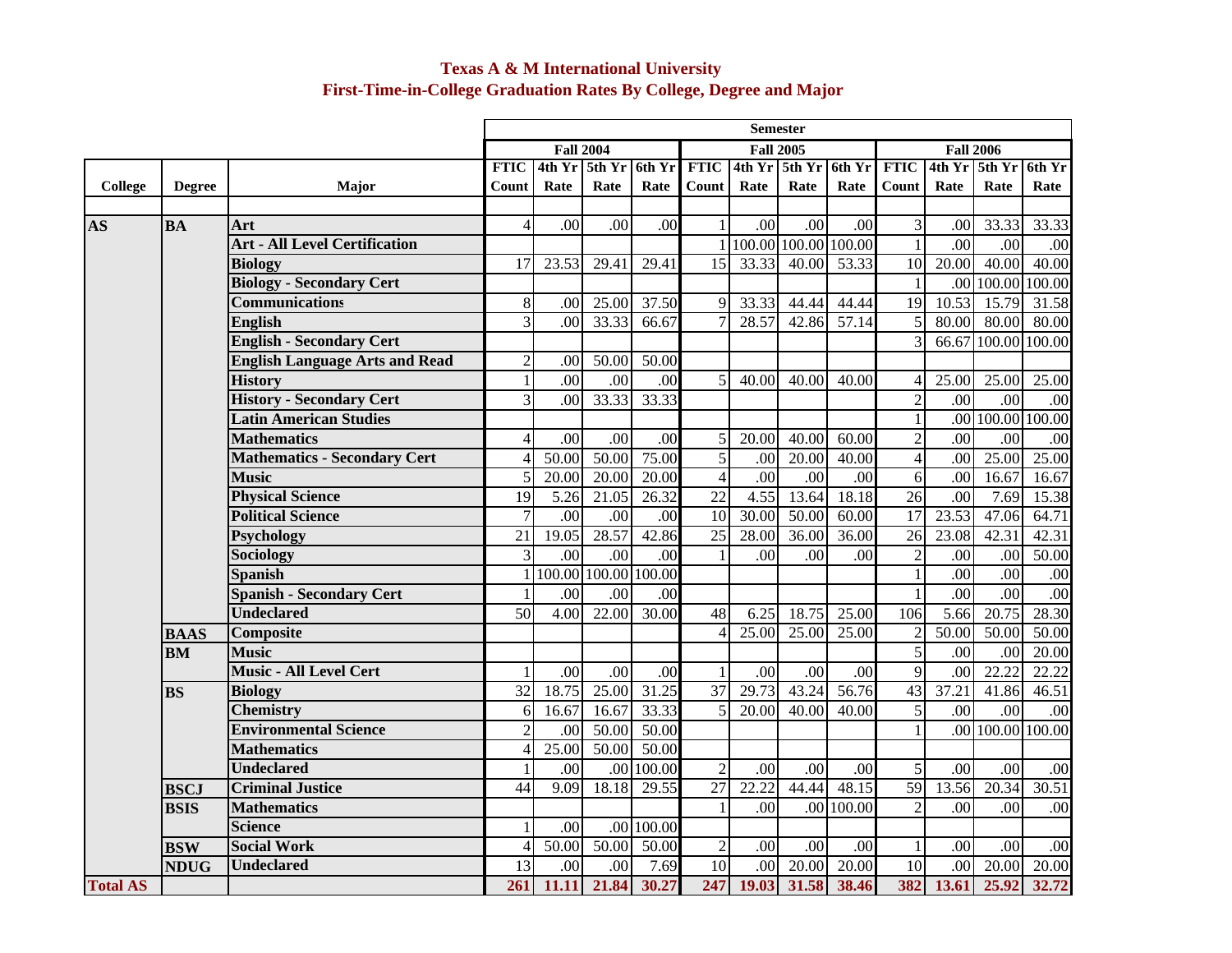# Texas A & M International University
## First-Time-in-College Graduation Rates By College, Degree and Major

| College | Degree | Major | Fall 2004 FTIC Count | Fall 2004 4th Yr Rate | Fall 2004 5th Yr Rate | Fall 2004 6th Yr Rate | Fall 2005 FTIC Count | Fall 2005 4th Yr Rate | Fall 2005 5th Yr Rate | Fall 2005 6th Yr Rate | Fall 2006 FTIC Count | Fall 2006 4th Yr Rate | Fall 2006 5th Yr Rate | Fall 2006 6th Yr Rate |
|---|---|---|---|---|---|---|---|---|---|---|---|---|---|---|
| AS | BA | Art | 4 | .00 | .00 | .00 | 1 | .00 | .00 | .00 | 3 | .00 | 33.33 | 33.33 |
| | | Art - All Level Certification | | | | | 1 | 100.00 | 100.00 | 100.00 | 1 | .00 | .00 | .00 |
| | | Biology | 17 | 23.53 | 29.41 | 29.41 | 15 | 33.33 | 40.00 | 53.33 | 10 | 20.00 | 40.00 | 40.00 |
| | | Biology - Secondary Cert | | | | | | | | | 1 | .00 | 100.00 | 100.00 |
| | | Communications | 8 | .00 | 25.00 | 37.50 | 9 | 33.33 | 44.44 | 44.44 | 19 | 10.53 | 15.79 | 31.58 |
| | | English | 3 | .00 | 33.33 | 66.67 | 7 | 28.57 | 42.86 | 57.14 | 5 | 80.00 | 80.00 | 80.00 |
| | | English - Secondary Cert | | | | | | | | | 3 | 66.67 | 100.00 | 100.00 |
| | | English Language Arts and Read | 2 | .00 | 50.00 | 50.00 | | | | | | | | |
| | | History | 1 | .00 | .00 | .00 | 5 | 40.00 | 40.00 | 40.00 | 4 | 25.00 | 25.00 | 25.00 |
| | | History - Secondary Cert | 3 | .00 | 33.33 | 33.33 | | | | | 2 | .00 | .00 | .00 |
| | | Latin American Studies | | | | | | | | | 1 | .00 | 100.00 | 100.00 |
| | | Mathematics | 4 | .00 | .00 | .00 | 5 | 20.00 | 40.00 | 60.00 | 2 | .00 | .00 | .00 |
| | | Mathematics - Secondary Cert | 4 | 50.00 | 50.00 | 75.00 | 5 | .00 | 20.00 | 40.00 | 4 | .00 | 25.00 | 25.00 |
| | | Music | 5 | 20.00 | 20.00 | 20.00 | 4 | .00 | .00 | .00 | 6 | .00 | 16.67 | 16.67 |
| | | Physical Science | 19 | 5.26 | 21.05 | 26.32 | 22 | 4.55 | 13.64 | 18.18 | 26 | .00 | 7.69 | 15.38 |
| | | Political Science | 7 | .00 | .00 | .00 | 10 | 30.00 | 50.00 | 60.00 | 17 | 23.53 | 47.06 | 64.71 |
| | | Psychology | 21 | 19.05 | 28.57 | 42.86 | 25 | 28.00 | 36.00 | 36.00 | 26 | 23.08 | 42.31 | 42.31 |
| | | Sociology | 3 | .00 | .00 | .00 | 1 | .00 | .00 | .00 | 2 | .00 | .00 | 50.00 |
| | | Spanish | 1 | 100.00 | 100.00 | 100.00 | | | | | 1 | .00 | .00 | .00 |
| | | Spanish - Secondary Cert | 1 | .00 | .00 | .00 | | | | | 1 | .00 | .00 | .00 |
| | | Undeclared | 50 | 4.00 | 22.00 | 30.00 | 48 | 6.25 | 18.75 | 25.00 | 106 | 5.66 | 20.75 | 28.30 |
| | BAAS | Composite | | | | | 4 | 25.00 | 25.00 | 25.00 | 2 | 50.00 | 50.00 | 50.00 |
| | BM | Music | | | | | | | | | 5 | .00 | .00 | 20.00 |
| | | Music - All Level Cert | 1 | .00 | .00 | .00 | 1 | .00 | .00 | .00 | 9 | .00 | 22.22 | 22.22 |
| | BS | Biology | 32 | 18.75 | 25.00 | 31.25 | 37 | 29.73 | 43.24 | 56.76 | 43 | 37.21 | 41.86 | 46.51 |
| | | Chemistry | 6 | 16.67 | 16.67 | 33.33 | 5 | 20.00 | 40.00 | 40.00 | 5 | .00 | .00 | .00 |
| | | Environmental Science | 2 | .00 | 50.00 | 50.00 | | | | | 1 | .00 | 100.00 | 100.00 |
| | | Mathematics | 4 | 25.00 | 50.00 | 50.00 | | | | | | | | |
| | | Undeclared | 1 | .00 | .00 | 100.00 | 2 | .00 | .00 | .00 | 5 | .00 | .00 | .00 |
| | BSCJ | Criminal Justice | 44 | 9.09 | 18.18 | 29.55 | 27 | 22.22 | 44.44 | 48.15 | 59 | 13.56 | 20.34 | 30.51 |
| | BSIS | Mathematics | | | | | 1 | .00 | .00 | 100.00 | 2 | .00 | .00 | .00 |
| | | Science | 1 | .00 | .00 | 100.00 | | | | | | | | |
| | BSW | Social Work | 4 | 50.00 | 50.00 | 50.00 | 2 | .00 | .00 | .00 | 1 | .00 | .00 | .00 |
| | NDUG | Undeclared | 13 | .00 | .00 | 7.69 | 10 | .00 | 20.00 | 20.00 | 10 | .00 | 20.00 | 20.00 |
| **Total AS** | | | **261** | **11.11** | **21.84** | **30.27** | **247** | **19.03** | **31.58** | **38.46** | **382** | **13.61** | **25.92** | **32.72** |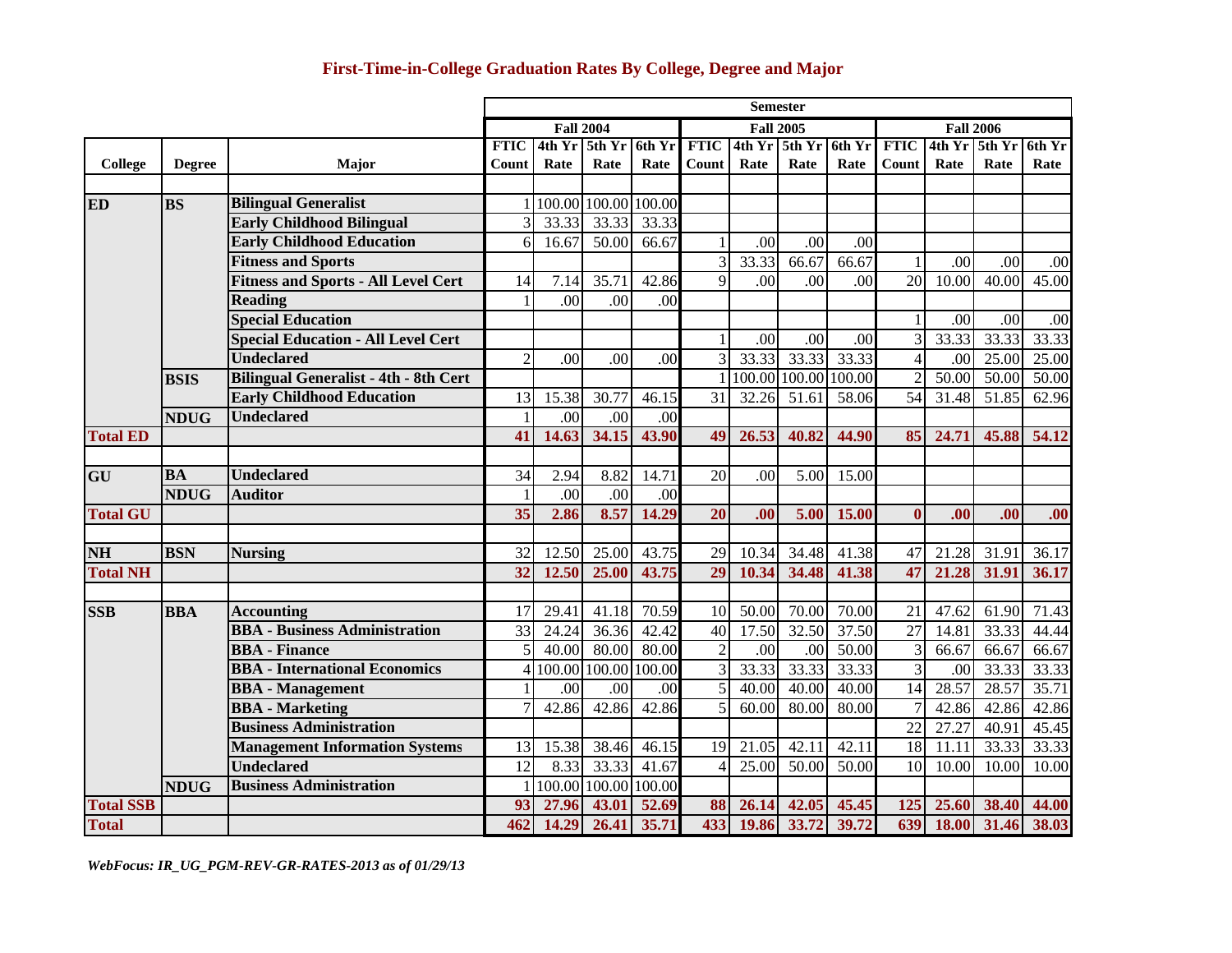# First-Time-in-College Graduation Rates By College, Degree and Major

| College | Degree | Major | Fall 2004 FTIC Count | Fall 2004 4th Yr Rate | Fall 2004 5th Yr Rate | Fall 2004 6th Yr Rate | Fall 2005 FTIC Count | Fall 2005 4th Yr Rate | Fall 2005 5th Yr Rate | Fall 2005 6th Yr Rate | Fall 2006 FTIC Count | Fall 2006 4th Yr Rate | Fall 2006 5th Yr Rate | Fall 2006 6th Yr Rate |
|---|---|---|---|---|---|---|---|---|---|---|---|---|---|---|
| **ED** | **BS** | **Bilingual Generalist** | 1 | 100.00 | 100.00 | 100.00 | | | | | | | | |
| | | **Early Childhood Bilingual** | 3 | 33.33 | 33.33 | 33.33 | | | | | | | | |
| | | **Early Childhood Education** | 6 | 16.67 | 50.00 | 66.67 | 1 | .00 | .00 | .00 | | | | |
| | | **Fitness and Sports** | | | | | 3 | 33.33 | 66.67 | 66.67 | 1 | .00 | .00 | .00 |
| | | **Fitness and Sports - All Level Cert** | 14 | 7.14 | 35.71 | 42.86 | 9 | .00 | .00 | .00 | 20 | 10.00 | 40.00 | 45.00 |
| | | **Reading** | 1 | .00 | .00 | .00 | | | | | | | | |
| | | **Special Education** | | | | | | | | | 1 | .00 | .00 | .00 |
| | | **Special Education - All Level Cert** | | | | | 1 | .00 | .00 | .00 | 3 | 33.33 | 33.33 | 33.33 |
| | | **Undeclared** | 2 | .00 | .00 | .00 | 3 | 33.33 | 33.33 | 33.33 | 4 | .00 | 25.00 | 25.00 |
| | **BSIS** | **Bilingual Generalist - 4th - 8th Cert** | | | | | 1 | 100.00 | 100.00 | 100.00 | 2 | 50.00 | 50.00 | 50.00 |
| | | **Early Childhood Education** | 13 | 15.38 | 30.77 | 46.15 | 31 | 32.26 | 51.61 | 58.06 | 54 | 31.48 | 51.85 | 62.96 |
| | **NDUG** | **Undeclared** | 1 | .00 | .00 | .00 | | | | | | | | |
| **Total ED** | | | **41** | **14.63** | **34.15** | **43.90** | **49** | **26.53** | **40.82** | **44.90** | **85** | **24.71** | **45.88** | **54.12** |
| **GU** | **BA** | **Undeclared** | 34 | 2.94 | 8.82 | 14.71 | 20 | .00 | 5.00 | 15.00 | | | | |
| | **NDUG** | **Auditor** | 1 | .00 | .00 | .00 | | | | | | | | |
| **Total GU** | | | **35** | **2.86** | **8.57** | **14.29** | **20** | **.00** | **5.00** | **15.00** | **0** | **.00** | **.00** | **.00** |
| **NH** | **BSN** | **Nursing** | 32 | 12.50 | 25.00 | 43.75 | 29 | 10.34 | 34.48 | 41.38 | 47 | 21.28 | 31.91 | 36.17 |
| **Total NH** | | | **32** | **12.50** | **25.00** | **43.75** | **29** | **10.34** | **34.48** | **41.38** | **47** | **21.28** | **31.91** | **36.17** |
| **SSB** | **BBA** | **Accounting** | 17 | 29.41 | 41.18 | 70.59 | 10 | 50.00 | 70.00 | 70.00 | 21 | 47.62 | 61.90 | 71.43 |
| | | **BBA - Business Administration** | 33 | 24.24 | 36.36 | 42.42 | 40 | 17.50 | 32.50 | 37.50 | 27 | 14.81 | 33.33 | 44.44 |
| | | **BBA - Finance** | 5 | 40.00 | 80.00 | 80.00 | 2 | .00 | .00 | 50.00 | 3 | 66.67 | 66.67 | 66.67 |
| | | **BBA - International Economics** | 4 | 100.00 | 100.00 | 100.00 | 3 | 33.33 | 33.33 | 33.33 | 3 | .00 | 33.33 | 33.33 |
| | | **BBA - Management** | 1 | .00 | .00 | .00 | 5 | 40.00 | 40.00 | 40.00 | 14 | 28.57 | 28.57 | 35.71 |
| | | **BBA - Marketing** | 7 | 42.86 | 42.86 | 42.86 | 5 | 60.00 | 80.00 | 80.00 | 7 | 42.86 | 42.86 | 42.86 |
| | | **Business Administration** | | | | | | | | | 22 | 27.27 | 40.91 | 45.45 |
| | | **Management Information Systems** | 13 | 15.38 | 38.46 | 46.15 | 19 | 21.05 | 42.11 | 42.11 | 18 | 11.11 | 33.33 | 33.33 |
| | | **Undeclared** | 12 | 8.33 | 33.33 | 41.67 | 4 | 25.00 | 50.00 | 50.00 | 10 | 10.00 | 10.00 | 10.00 |
| | **NDUG** | **Business Administration** | 1 | 100.00 | 100.00 | 100.00 | | | | | | | | |
| **Total SSB** | | | **93** | **27.96** | **43.01** | **52.69** | **88** | **26.14** | **42.05** | **45.45** | **125** | **25.60** | **38.40** | **44.00** |
| **Total** | | | **462** | **14.29** | **26.41** | **35.71** | **433** | **19.86** | **33.72** | **39.72** | **639** | **18.00** | **31.46** | **38.03** |

*WebFocus: IR_UG_PGM-REV-GR-RATES-2013 as of 01/29/13*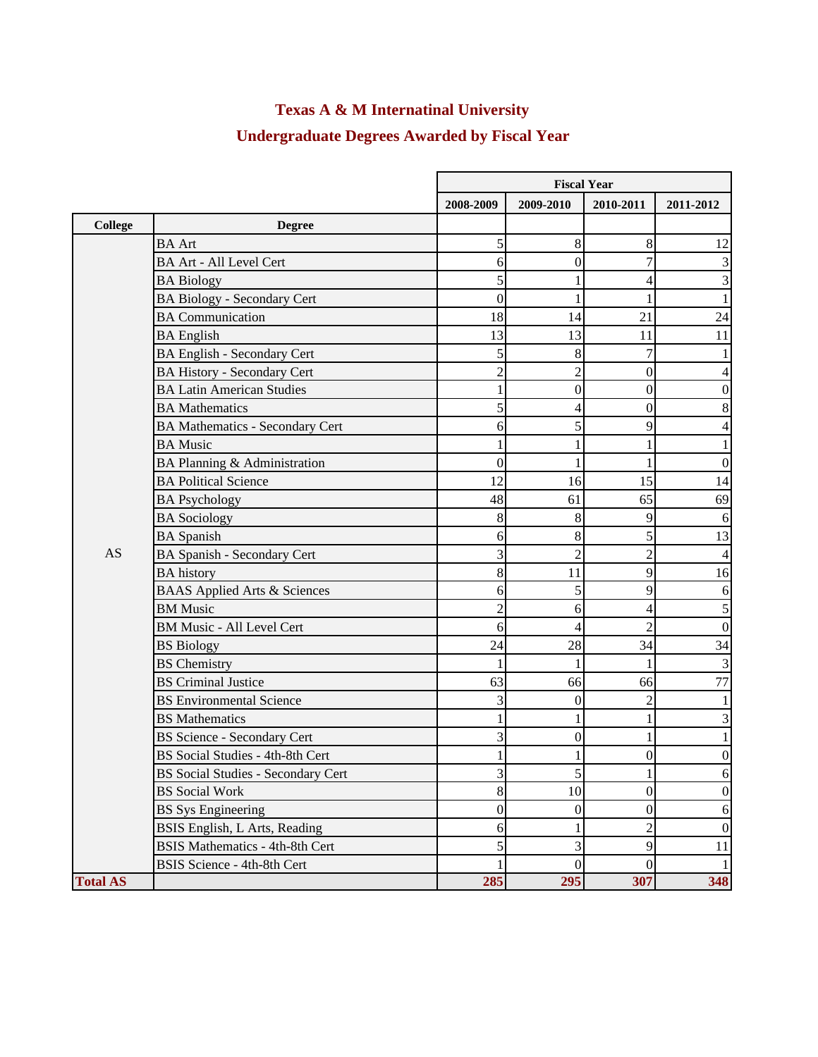## Texas A & M Internatinal University

## Undergraduate Degrees Awarded by Fiscal Year

| College | Degree | Fiscal Year 2008-2009 | 2009-2010 | 2010-2011 | 2011-2012 |
|---|---|---|---|---|---|
| AS | BA Art | 5 | 8 | 8 | 12 |
| | BA Art - All Level Cert | 6 | 0 | 7 | 3 |
| | BA Biology | 5 | 1 | 4 | 3 |
| | BA Biology - Secondary Cert | 0 | 1 | 1 | 1 |
| | BA Communication | 18 | 14 | 21 | 24 |
| | BA English | 13 | 13 | 11 | 11 |
| | BA English - Secondary Cert | 5 | 8 | 7 | 1 |
| | BA History - Secondary Cert | 2 | 2 | 0 | 4 |
| | BA Latin American Studies | 1 | 0 | 0 | 0 |
| | BA Mathematics | 5 | 4 | 0 | 8 |
| | BA Mathematics - Secondary Cert | 6 | 5 | 9 | 4 |
| | BA Music | 1 | 1 | 1 | 1 |
| | BA Planning & Administration | 0 | 1 | 1 | 0 |
| | BA Political Science | 12 | 16 | 15 | 14 |
| | BA Psychology | 48 | 61 | 65 | 69 |
| | BA Sociology | 8 | 8 | 9 | 6 |
| | BA Spanish | 6 | 8 | 5 | 13 |
| | BA Spanish - Secondary Cert | 3 | 2 | 2 | 4 |
| | BA history | 8 | 11 | 9 | 16 |
| | BAAS Applied Arts & Sciences | 6 | 5 | 9 | 6 |
| | BM Music | 2 | 6 | 4 | 5 |
| | BM Music - All Level Cert | 6 | 4 | 2 | 0 |
| | BS Biology | 24 | 28 | 34 | 34 |
| | BS Chemistry | 1 | 1 | 1 | 3 |
| | BS Criminal Justice | 63 | 66 | 66 | 77 |
| | BS Environmental Science | 3 | 0 | 2 | 1 |
| | BS Mathematics | 1 | 1 | 1 | 3 |
| | BS Science - Secondary Cert | 3 | 0 | 1 | 1 |
| | BS Social Studies - 4th-8th Cert | 1 | 1 | 0 | 0 |
| | BS Social Studies - Secondary Cert | 3 | 5 | 1 | 6 |
| | BS Social Work | 8 | 10 | 0 | 0 |
| | BS Sys Engineering | 0 | 0 | 0 | 6 |
| | BSIS English, L Arts, Reading | 6 | 1 | 2 | 0 |
| | BSIS Mathematics - 4th-8th Cert | 5 | 3 | 9 | 11 |
| | BSIS Science - 4th-8th Cert | 1 | 0 | 0 | 1 |
| **Total AS** | | **285** | **295** | **307** | **348** |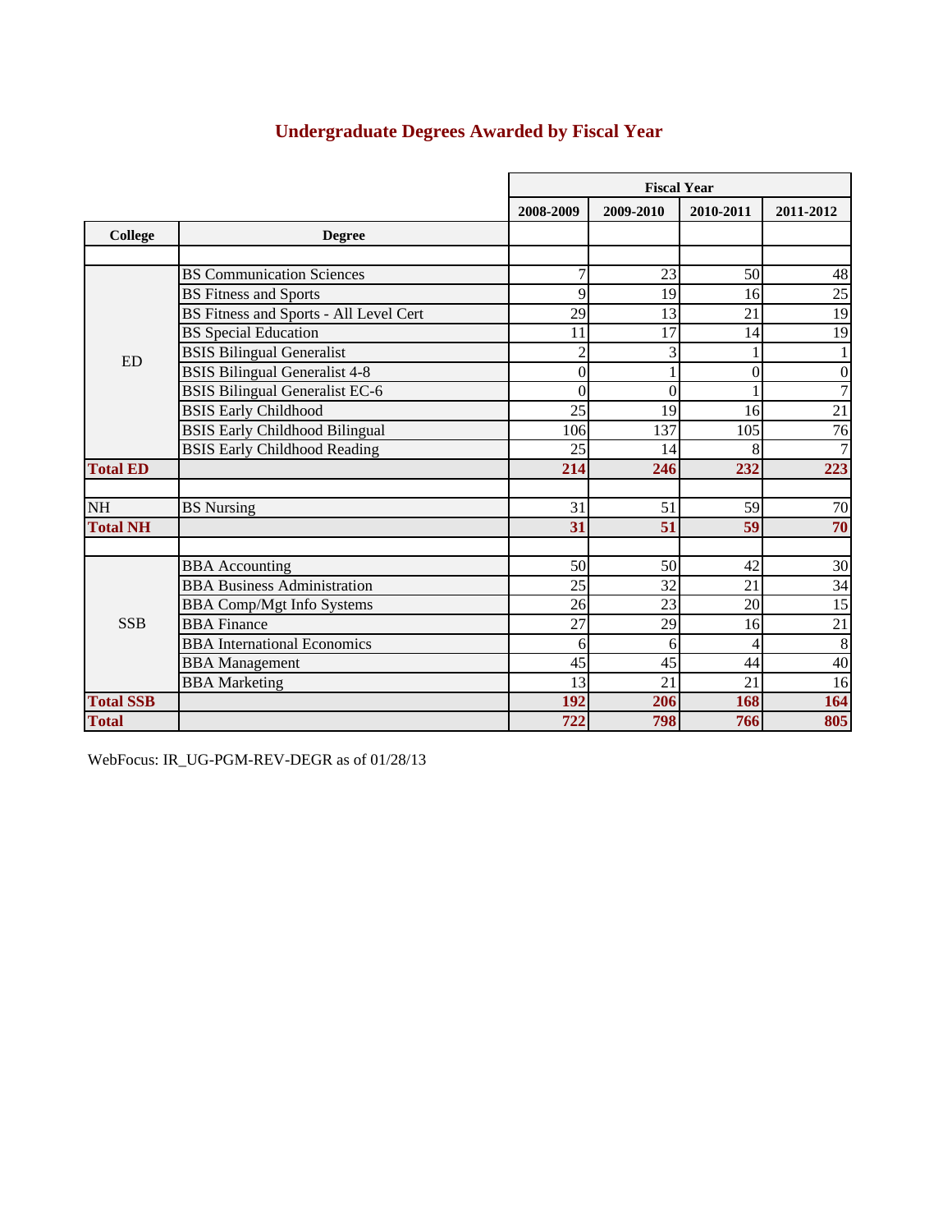## Undergraduate Degrees Awarded by Fiscal Year

| College | Degree | 2008-2009 | 2009-2010 | 2010-2011 | 2011-2012 |
|---|---|---|---|---|---|
| ED | BS Communication Sciences | 7 | 23 | 50 | 48 |
| | BS Fitness and Sports | 9 | 19 | 16 | 25 |
| | BS Fitness and Sports - All Level Cert | 29 | 13 | 21 | 19 |
| | BS Special Education | 11 | 17 | 14 | 19 |
| | BSIS Bilingual Generalist | 2 | 3 | 1 | 1 |
| | BSIS Bilingual Generalist 4-8 | 0 | 1 | 0 | 0 |
| | BSIS Bilingual Generalist EC-6 | 0 | 0 | 1 | 7 |
| | BSIS Early Childhood | 25 | 19 | 16 | 21 |
| | BSIS Early Childhood Bilingual | 106 | 137 | 105 | 76 |
| | BSIS Early Childhood Reading | 25 | 14 | 8 | 7 |
| **Total ED** | | **214** | **246** | **232** | **223** |
| NH | BS Nursing | 31 | 51 | 59 | 70 |
| **Total NH** | | **31** | **51** | **59** | **70** |
| SSB | BBA Accounting | 50 | 50 | 42 | 30 |
| | BBA Business Administration | 25 | 32 | 21 | 34 |
| | BBA Comp/Mgt Info Systems | 26 | 23 | 20 | 15 |
| | BBA Finance | 27 | 29 | 16 | 21 |
| | BBA International Economics | 6 | 6 | 4 | 8 |
| | BBA Management | 45 | 45 | 44 | 40 |
| | BBA Marketing | 13 | 21 | 21 | 16 |
| **Total SSB** | | **192** | **206** | **168** | **164** |
| **Total** | | **722** | **798** | **766** | **805** |

WebFocus: IR_UG-PGM-REV-DEGR as of 01/28/13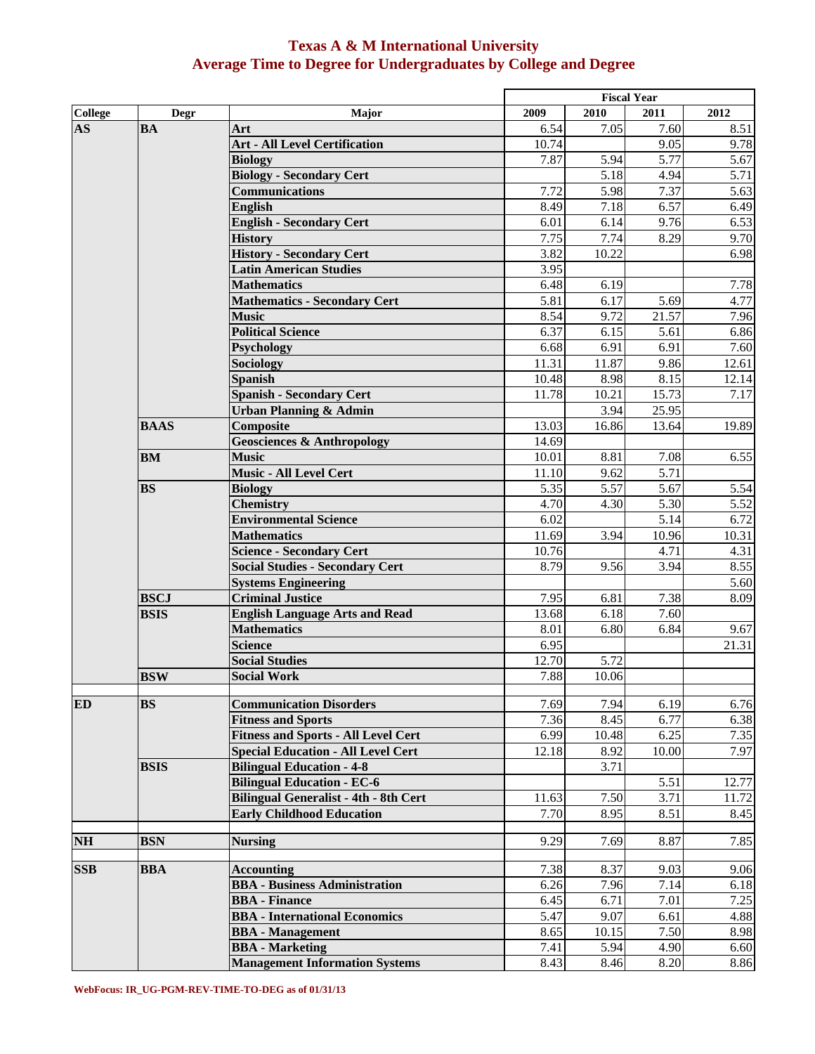# Texas A & M International University
## Average Time to Degree for Undergraduates by College and Degree

| College | Degr | Major | Fiscal Year 2009 | 2010 | 2011 | 2012 |
|---|---|---|---|---|---|---|
| AS | BA | Art | 6.54 | 7.05 | 7.60 | 8.51 |
| | | Art - All Level Certification | 10.74 | | 9.05 | 9.78 |
| | | Biology | 7.87 | 5.94 | 5.77 | 5.67 |
| | | Biology - Secondary Cert | | 5.18 | 4.94 | 5.71 |
| | | Communications | 7.72 | 5.98 | 7.37 | 5.63 |
| | | English | 8.49 | 7.18 | 6.57 | 6.49 |
| | | English - Secondary Cert | 6.01 | 6.14 | 9.76 | 6.53 |
| | | History | 7.75 | 7.74 | 8.29 | 9.70 |
| | | History - Secondary Cert | 3.82 | 10.22 | | 6.98 |
| | | Latin American Studies | 3.95 | | | |
| | | Mathematics | 6.48 | 6.19 | | 7.78 |
| | | Mathematics - Secondary Cert | 5.81 | 6.17 | 5.69 | 4.77 |
| | | Music | 8.54 | 9.72 | 21.57 | 7.96 |
| | | Political Science | 6.37 | 6.15 | 5.61 | 6.86 |
| | | Psychology | 6.68 | 6.91 | 6.91 | 7.60 |
| | | Sociology | 11.31 | 11.87 | 9.86 | 12.61 |
| | | Spanish | 10.48 | 8.98 | 8.15 | 12.14 |
| | | Spanish - Secondary Cert | 11.78 | 10.21 | 15.73 | 7.17 |
| | | Urban Planning & Admin | | 3.94 | 25.95 | |
| | BAAS | Composite | 13.03 | 16.86 | 13.64 | 19.89 |
| | | Geosciences & Anthropology | 14.69 | | | |
| | BM | Music | 10.01 | 8.81 | 7.08 | 6.55 |
| | | Music - All Level Cert | 11.10 | 9.62 | 5.71 | |
| | BS | Biology | 5.35 | 5.57 | 5.67 | 5.54 |
| | | Chemistry | 4.70 | 4.30 | 5.30 | 5.52 |
| | | Environmental Science | 6.02 | | 5.14 | 6.72 |
| | | Mathematics | 11.69 | 3.94 | 10.96 | 10.31 |
| | | Science - Secondary Cert | 10.76 | | 4.71 | 4.31 |
| | | Social Studies - Secondary Cert | 8.79 | 9.56 | 3.94 | 8.55 |
| | | Systems Engineering | | | | 5.60 |
| | BSCJ | Criminal Justice | 7.95 | 6.81 | 7.38 | 8.09 |
| | BSIS | English Language Arts and Read | 13.68 | 6.18 | 7.60 | |
| | | Mathematics | 8.01 | 6.80 | 6.84 | 9.67 |
| | | Science | 6.95 | | | 21.31 |
| | | Social Studies | 12.70 | 5.72 | | |
| | BSW | Social Work | 7.88 | 10.06 | | |
| ED | BS | Communication Disorders | 7.69 | 7.94 | 6.19 | 6.76 |
| | | Fitness and Sports | 7.36 | 8.45 | 6.77 | 6.38 |
| | | Fitness and Sports - All Level Cert | 6.99 | 10.48 | 6.25 | 7.35 |
| | | Special Education - All Level Cert | 12.18 | 8.92 | 10.00 | 7.97 |
| | BSIS | Bilingual Education - 4-8 | | 3.71 | | |
| | | Bilingual Education - EC-6 | | | 5.51 | 12.77 |
| | | Bilingual Generalist - 4th - 8th Cert | 11.63 | 7.50 | 3.71 | 11.72 |
| | | Early Childhood Education | 7.70 | 8.95 | 8.51 | 8.45 |
| NH | BSN | Nursing | 9.29 | 7.69 | 8.87 | 7.85 |
| SSB | BBA | Accounting | 7.38 | 8.37 | 9.03 | 9.06 |
| | | BBA - Business Administration | 6.26 | 7.96 | 7.14 | 6.18 |
| | | BBA - Finance | 6.45 | 6.71 | 7.01 | 7.25 |
| | | BBA - International Economics | 5.47 | 9.07 | 6.61 | 4.88 |
| | | BBA - Management | 8.65 | 10.15 | 7.50 | 8.98 |
| | | BBA - Marketing | 7.41 | 5.94 | 4.90 | 6.60 |
| | | Management Information Systems | 8.43 | 8.46 | 8.20 | 8.86 |

WebFocus: IR_UG-PGM-REV-TIME-TO-DEG as of 01/31/13